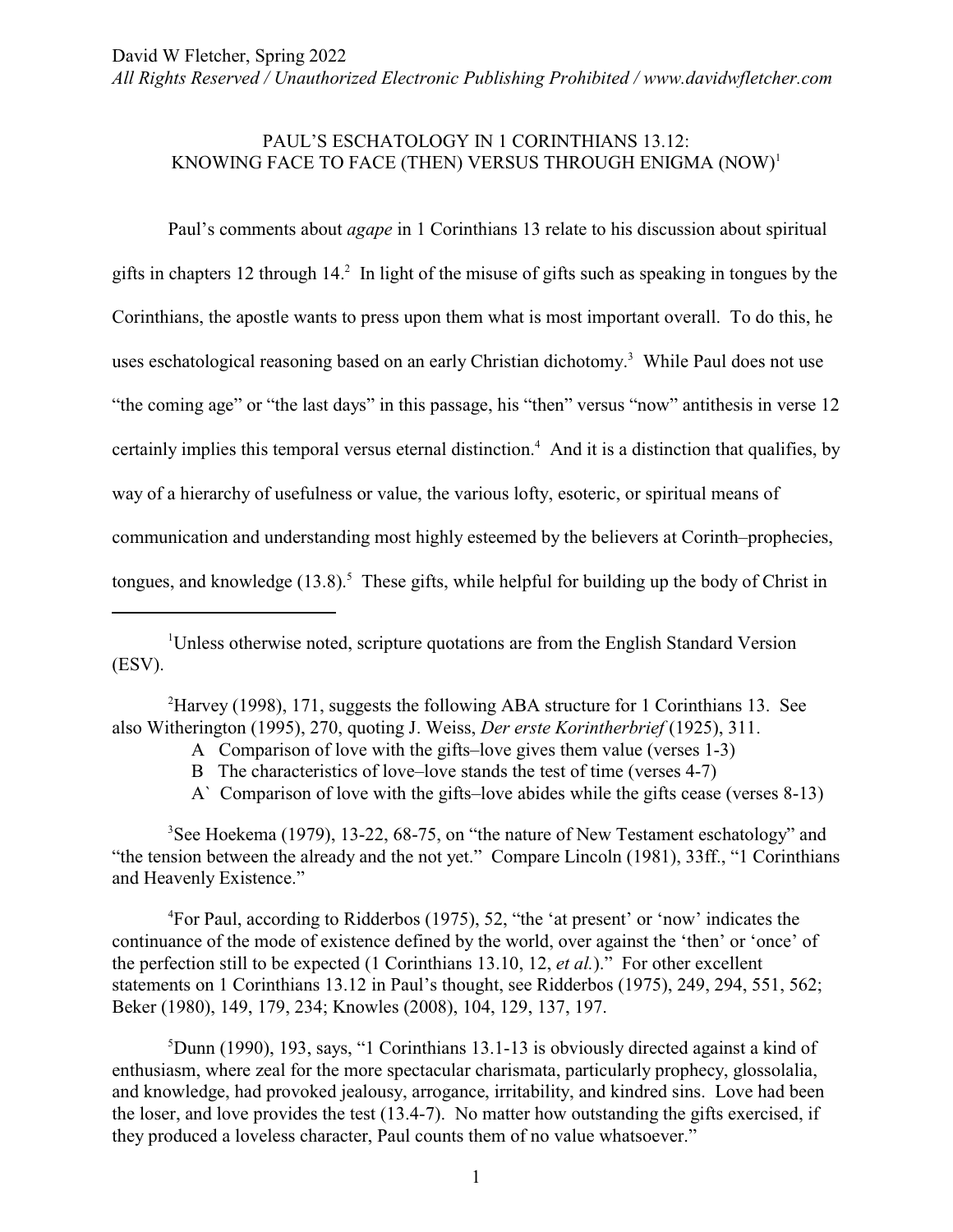David W Fletcher, Spring 2022
*All Rights Reserved / Unauthorized Electronic Publishing Prohibited / www.davidwfletcher.com*

# PAUL'S ESCHATOLOGY IN 1 CORINTHIANS 13.12: KNOWING FACE TO FACE (THEN) VERSUS THROUGH ENIGMA (NOW)[1]

Paul's comments about *agape* in 1 Corinthians 13 relate to his discussion about spiritual gifts in chapters 12 through 14.[2] In light of the misuse of gifts such as speaking in tongues by the Corinthians, the apostle wants to press upon them what is most important overall. To do this, he uses eschatological reasoning based on an early Christian dichotomy.[3] While Paul does not use "the coming age" or "the last days" in this passage, his "then" versus "now" antithesis in verse 12 certainly implies this temporal versus eternal distinction.[4] And it is a distinction that qualifies, by way of a hierarchy of usefulness or value, the various lofty, esoteric, or spiritual means of communication and understanding most highly esteemed by the believers at Corinth–prophecies, tongues, and knowledge (13.8).[5] These gifts, while helpful for building up the body of Christ in

---

[1]Unless otherwise noted, scripture quotations are from the English Standard Version (ESV).

[2]Harvey (1998), 171, suggests the following ABA structure for 1 Corinthians 13. See also Witherington (1995), 270, quoting J. Weiss, *Der erste Korintherbrief* (1925), 311.

- A Comparison of love with the gifts–love gives them value (verses 1-3)
- B The characteristics of love–love stands the test of time (verses 4-7)
- A` Comparison of love with the gifts–love abides while the gifts cease (verses 8-13)

[3]See Hoekema (1979), 13-22, 68-75, on "the nature of New Testament eschatology" and "the tension between the already and the not yet." Compare Lincoln (1981), 33ff., "1 Corinthians and Heavenly Existence."

[4]For Paul, according to Ridderbos (1975), 52, "the 'at present' or 'now' indicates the continuance of the mode of existence defined by the world, over against the 'then' or 'once' of the perfection still to be expected (1 Corinthians 13.10, 12, *et al.*)." For other excellent statements on 1 Corinthians 13.12 in Paul's thought, see Ridderbos (1975), 249, 294, 551, 562; Beker (1980), 149, 179, 234; Knowles (2008), 104, 129, 137, 197.

[5]Dunn (1990), 193, says, "1 Corinthians 13.1-13 is obviously directed against a kind of enthusiasm, where zeal for the more spectacular charismata, particularly prophecy, glossolalia, and knowledge, had provoked jealousy, arrogance, irritability, and kindred sins. Love had been the loser, and love provides the test (13.4-7). No matter how outstanding the gifts exercised, if they produced a loveless character, Paul counts them of no value whatsoever."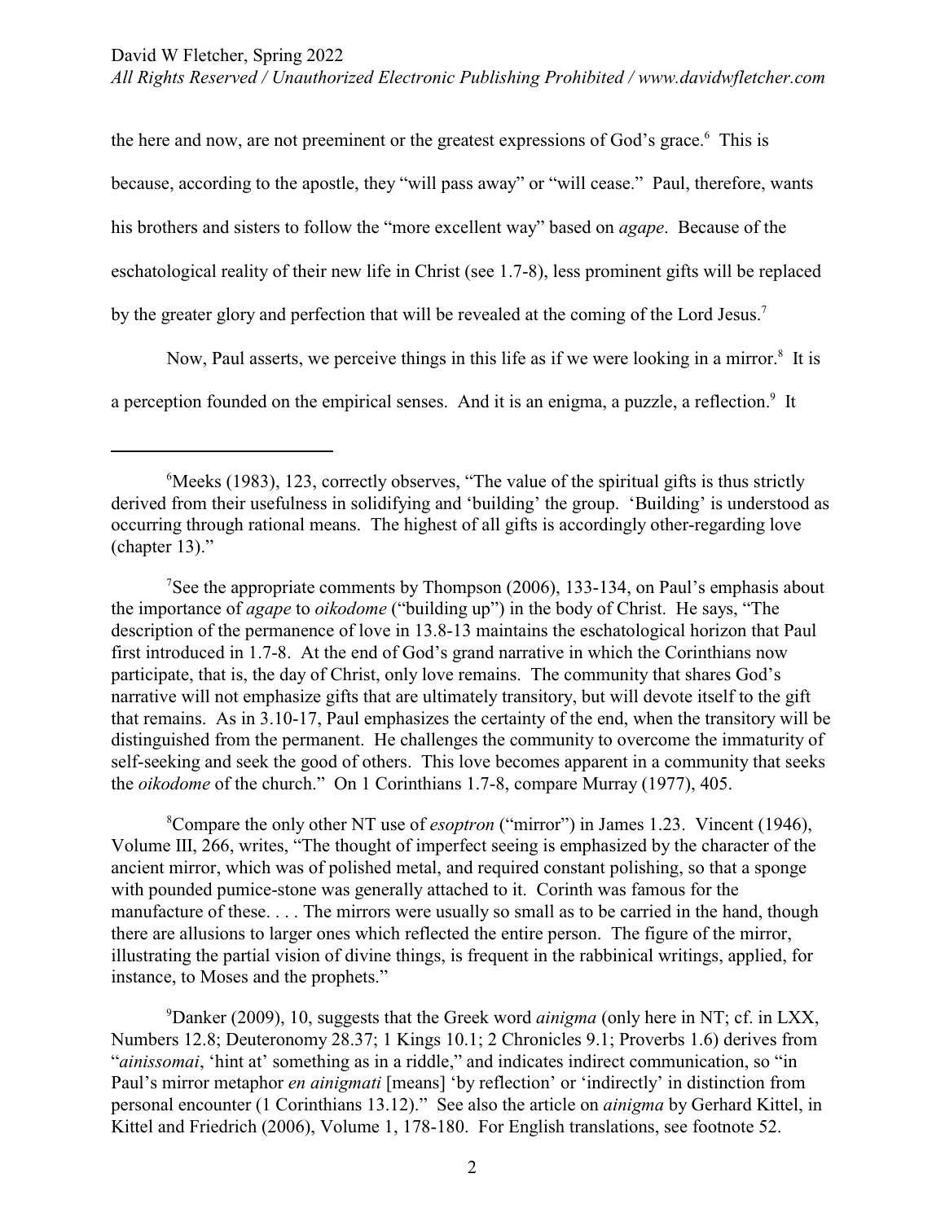the here and now, are not preeminent or the greatest expressions of God's grace.[6] This is because, according to the apostle, they "will pass away" or "will cease." Paul, therefore, wants his brothers and sisters to follow the "more excellent way" based on *agape*. Because of the eschatological reality of their new life in Christ (see 1.7-8), less prominent gifts will be replaced by the greater glory and perfection that will be revealed at the coming of the Lord Jesus.[7]

Now, Paul asserts, we perceive things in this life as if we were looking in a mirror.[8] It is a perception founded on the empirical senses. And it is an enigma, a puzzle, a reflection.[9] It

---

[6]Meeks (1983), 123, correctly observes, "The value of the spiritual gifts is thus strictly derived from their usefulness in solidifying and 'building' the group. 'Building' is understood as occurring through rational means. The highest of all gifts is accordingly other-regarding love (chapter 13)."

[7]See the appropriate comments by Thompson (2006), 133-134, on Paul's emphasis about the importance of *agape* to *oikodome* ("building up") in the body of Christ. He says, "The description of the permanence of love in 13.8-13 maintains the eschatological horizon that Paul first introduced in 1.7-8. At the end of God's grand narrative in which the Corinthians now participate, that is, the day of Christ, only love remains. The community that shares God's narrative will not emphasize gifts that are ultimately transitory, but will devote itself to the gift that remains. As in 3.10-17, Paul emphasizes the certainty of the end, when the transitory will be distinguished from the permanent. He challenges the community to overcome the immaturity of self-seeking and seek the good of others. This love becomes apparent in a community that seeks the *oikodome* of the church." On 1 Corinthians 1.7-8, compare Murray (1977), 405.

[8]Compare the only other NT use of *esoptron* ("mirror") in James 1.23. Vincent (1946), Volume III, 266, writes, "The thought of imperfect seeing is emphasized by the character of the ancient mirror, which was of polished metal, and required constant polishing, so that a sponge with pounded pumice-stone was generally attached to it. Corinth was famous for the manufacture of these. . . . The mirrors were usually so small as to be carried in the hand, though there are allusions to larger ones which reflected the entire person. The figure of the mirror, illustrating the partial vision of divine things, is frequent in the rabbinical writings, applied, for instance, to Moses and the prophets."

[9]Danker (2009), 10, suggests that the Greek word *ainigma* (only here in NT; cf. in LXX, Numbers 12.8; Deuteronomy 28.37; 1 Kings 10.1; 2 Chronicles 9.1; Proverbs 1.6) derives from "*ainissomai*, 'hint at' something as in a riddle," and indicates indirect communication, so "in Paul's mirror metaphor *en ainigmati* [means] 'by reflection' or 'indirectly' in distinction from personal encounter (1 Corinthians 13.12)." See also the article on *ainigma* by Gerhard Kittel, in Kittel and Friedrich (2006), Volume 1, 178-180. For English translations, see footnote 52.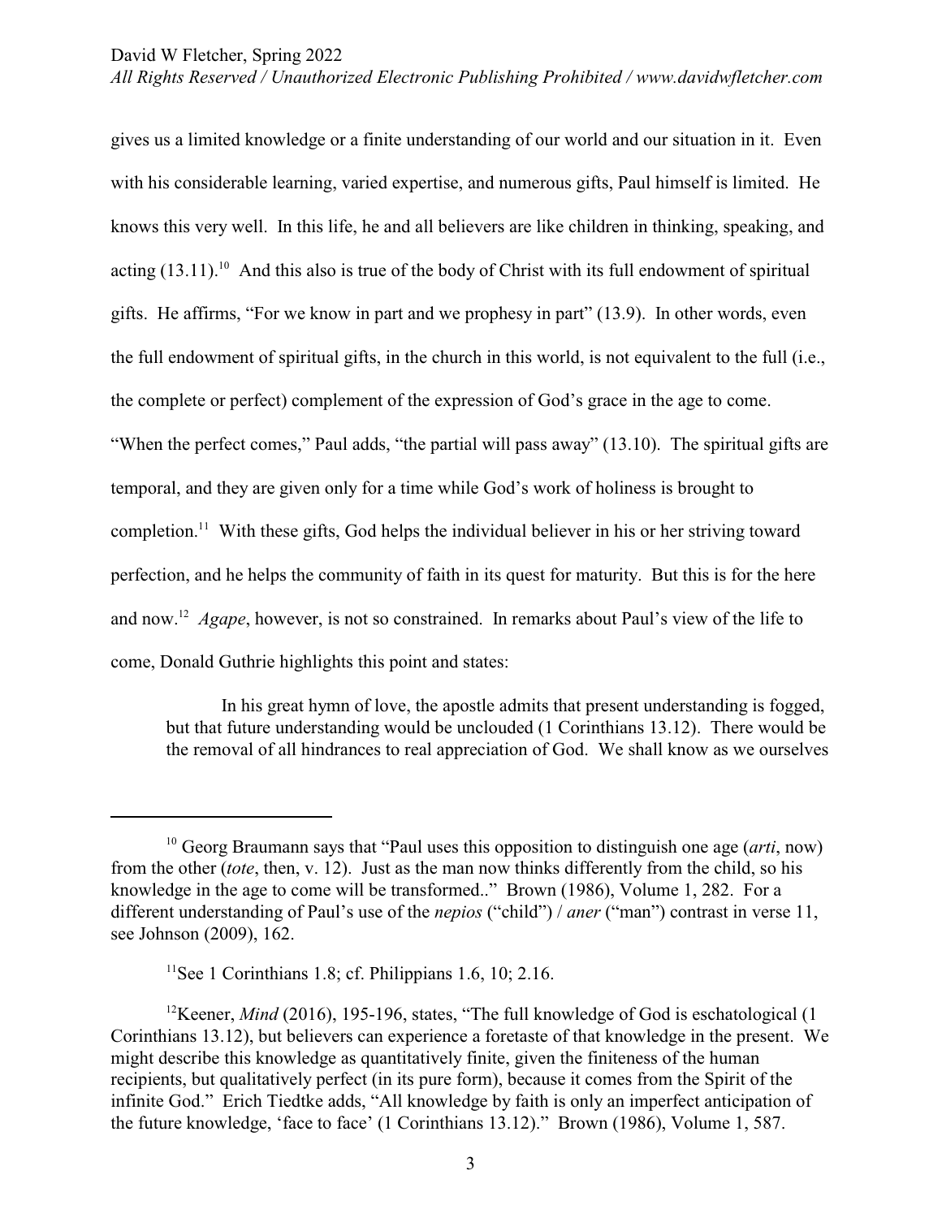gives us a limited knowledge or a finite understanding of our world and our situation in it. Even with his considerable learning, varied expertise, and numerous gifts, Paul himself is limited. He knows this very well. In this life, he and all believers are like children in thinking, speaking, and acting (13.11).[10] And this also is true of the body of Christ with its full endowment of spiritual gifts. He affirms, "For we know in part and we prophesy in part" (13.9). In other words, even the full endowment of spiritual gifts, in the church in this world, is not equivalent to the full (i.e., the complete or perfect) complement of the expression of God's grace in the age to come. "When the perfect comes," Paul adds, "the partial will pass away" (13.10). The spiritual gifts are temporal, and they are given only for a time while God's work of holiness is brought to completion.[11] With these gifts, God helps the individual believer in his or her striving toward perfection, and he helps the community of faith in its quest for maturity. But this is for the here and now.[12] *Agape*, however, is not so constrained. In remarks about Paul's view of the life to come, Donald Guthrie highlights this point and states:

> In his great hymn of love, the apostle admits that present understanding is fogged, but that future understanding would be unclouded (1 Corinthians 13.12). There would be the removal of all hindrances to real appreciation of God. We shall know as we ourselves

---

[10] Georg Braumann says that "Paul uses this opposition to distinguish one age (*arti*, now) from the other (*tote*, then, v. 12). Just as the man now thinks differently from the child, so his knowledge in the age to come will be transformed.." Brown (1986), Volume 1, 282. For a different understanding of Paul's use of the *nepios* ("child") / *aner* ("man") contrast in verse 11, see Johnson (2009), 162.

[11] See 1 Corinthians 1.8; cf. Philippians 1.6, 10; 2.16.

[12] Keener, *Mind* (2016), 195-196, states, "The full knowledge of God is eschatological (1 Corinthians 13.12), but believers can experience a foretaste of that knowledge in the present. We might describe this knowledge as quantitatively finite, given the finiteness of the human recipients, but qualitatively perfect (in its pure form), because it comes from the Spirit of the infinite God." Erich Tiedtke adds, "All knowledge by faith is only an imperfect anticipation of the future knowledge, 'face to face' (1 Corinthians 13.12)." Brown (1986), Volume 1, 587.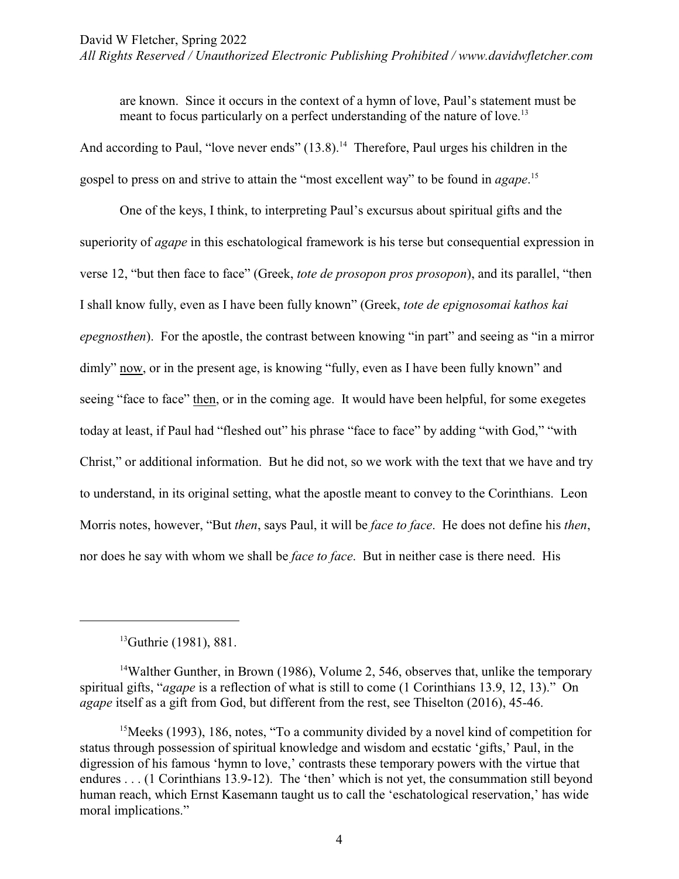are known. Since it occurs in the context of a hymn of love, Paul's statement must be meant to focus particularly on a perfect understanding of the nature of love.[13]

And according to Paul, "love never ends" (13.8).[14] Therefore, Paul urges his children in the gospel to press on and strive to attain the "most excellent way" to be found in *agape*.[15]

One of the keys, I think, to interpreting Paul's excursus about spiritual gifts and the superiority of *agape* in this eschatological framework is his terse but consequential expression in verse 12, "but then face to face" (Greek, *tote de prosopon pros prosopon*), and its parallel, "then I shall know fully, even as I have been fully known" (Greek, *tote de epignosomai kathos kai epegnosthen*). For the apostle, the contrast between knowing "in part" and seeing as "in a mirror dimly" <u>now</u>, or in the present age, is knowing "fully, even as I have been fully known" and seeing "face to face" <u>then</u>, or in the coming age. It would have been helpful, for some exegetes today at least, if Paul had "fleshed out" his phrase "face to face" by adding "with God," "with Christ," or additional information. But he did not, so we work with the text that we have and try to understand, in its original setting, what the apostle meant to convey to the Corinthians. Leon Morris notes, however, "But *then*, says Paul, it will be *face to face*. He does not define his *then*, nor does he say with whom we shall be *face to face*. But in neither case is there need. His

---

[13] Guthrie (1981), 881.

[14] Walther Gunther, in Brown (1986), Volume 2, 546, observes that, unlike the temporary spiritual gifts, "*agape* is a reflection of what is still to come (1 Corinthians 13.9, 12, 13)." On *agape* itself as a gift from God, but different from the rest, see Thiselton (2016), 45-46.

[15] Meeks (1993), 186, notes, "To a community divided by a novel kind of competition for status through possession of spiritual knowledge and wisdom and ecstatic 'gifts,' Paul, in the digression of his famous 'hymn to love,' contrasts these temporary powers with the virtue that endures . . . (1 Corinthians 13.9-12). The 'then' which is not yet, the consummation still beyond human reach, which Ernst Kasemann taught us to call the 'eschatological reservation,' has wide moral implications."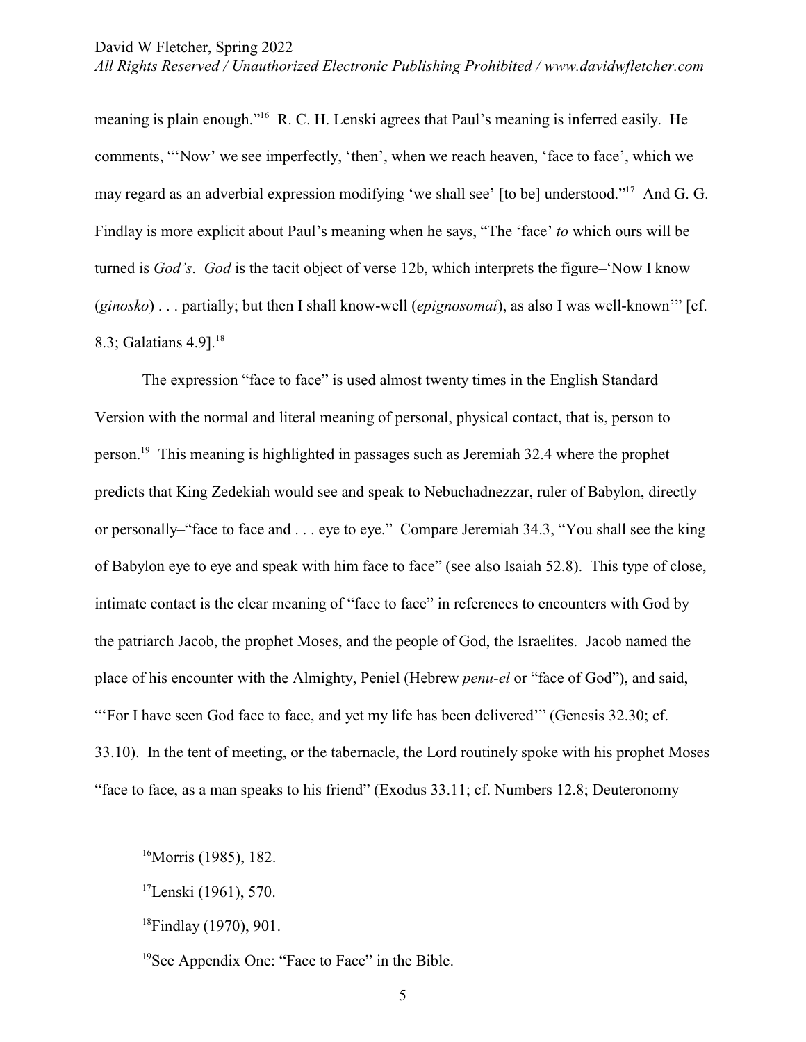meaning is plain enough."[16] R. C. H. Lenski agrees that Paul's meaning is inferred easily. He comments, "'Now' we see imperfectly, 'then', when we reach heaven, 'face to face', which we may regard as an adverbial expression modifying 'we shall see' [to be] understood."[17] And G. G. Findlay is more explicit about Paul's meaning when he says, "The 'face' *to* which ours will be turned is *God's*. *God* is the tacit object of verse 12b, which interprets the figure–'Now I know (*ginosko*) . . . partially; but then I shall know-well (*epignosomai*), as also I was well-known'" [cf. 8.3; Galatians 4.9].[18]

The expression "face to face" is used almost twenty times in the English Standard Version with the normal and literal meaning of personal, physical contact, that is, person to person.[19] This meaning is highlighted in passages such as Jeremiah 32.4 where the prophet predicts that King Zedekiah would see and speak to Nebuchadnezzar, ruler of Babylon, directly or personally–"face to face and . . . eye to eye." Compare Jeremiah 34.3, "You shall see the king of Babylon eye to eye and speak with him face to face" (see also Isaiah 52.8). This type of close, intimate contact is the clear meaning of "face to face" in references to encounters with God by the patriarch Jacob, the prophet Moses, and the people of God, the Israelites. Jacob named the place of his encounter with the Almighty, Peniel (Hebrew *penu-el* or "face of God"), and said, "'For I have seen God face to face, and yet my life has been delivered'" (Genesis 32.30; cf. 33.10). In the tent of meeting, or the tabernacle, the Lord routinely spoke with his prophet Moses "face to face, as a man speaks to his friend" (Exodus 33.11; cf. Numbers 12.8; Deuteronomy

---

[16] Morris (1985), 182.

[17] Lenski (1961), 570.

[18] Findlay (1970), 901.

[19] See Appendix One: "Face to Face" in the Bible.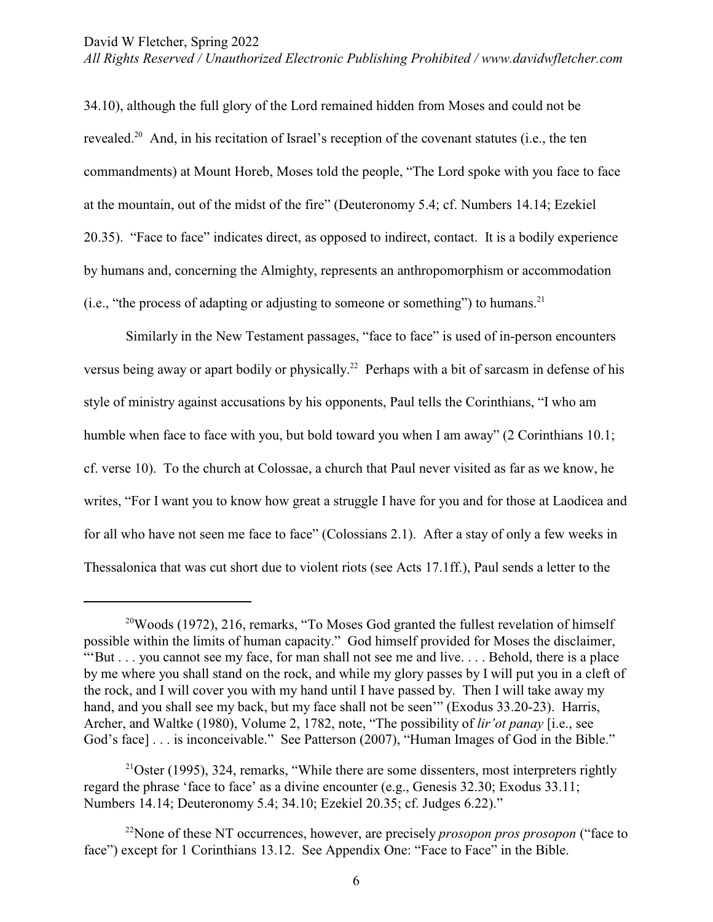34.10), although the full glory of the Lord remained hidden from Moses and could not be revealed.[20] And, in his recitation of Israel's reception of the covenant statutes (i.e., the ten commandments) at Mount Horeb, Moses told the people, "The Lord spoke with you face to face at the mountain, out of the midst of the fire" (Deuteronomy 5.4; cf. Numbers 14.14; Ezekiel 20.35). "Face to face" indicates direct, as opposed to indirect, contact. It is a bodily experience by humans and, concerning the Almighty, represents an anthropomorphism or accommodation (i.e., "the process of adapting or adjusting to someone or something") to humans.[21]

Similarly in the New Testament passages, "face to face" is used of in-person encounters versus being away or apart bodily or physically.[22] Perhaps with a bit of sarcasm in defense of his style of ministry against accusations by his opponents, Paul tells the Corinthians, "I who am humble when face to face with you, but bold toward you when I am away" (2 Corinthians 10.1; cf. verse 10). To the church at Colossae, a church that Paul never visited as far as we know, he writes, "For I want you to know how great a struggle I have for you and for those at Laodicea and for all who have not seen me face to face" (Colossians 2.1). After a stay of only a few weeks in Thessalonica that was cut short due to violent riots (see Acts 17.1ff.), Paul sends a letter to the

---

[20] Woods (1972), 216, remarks, "To Moses God granted the fullest revelation of himself possible within the limits of human capacity." God himself provided for Moses the disclaimer, "'But . . . you cannot see my face, for man shall not see me and live. . . . Behold, there is a place by me where you shall stand on the rock, and while my glory passes by I will put you in a cleft of the rock, and I will cover you with my hand until I have passed by. Then I will take away my hand, and you shall see my back, but my face shall not be seen'" (Exodus 33.20-23). Harris, Archer, and Waltke (1980), Volume 2, 1782, note, "The possibility of *lir'ot panay* [i.e., see God's face] . . . is inconceivable." See Patterson (2007), "Human Images of God in the Bible."

[21] Oster (1995), 324, remarks, "While there are some dissenters, most interpreters rightly regard the phrase 'face to face' as a divine encounter (e.g., Genesis 32.30; Exodus 33.11; Numbers 14.14; Deuteronomy 5.4; 34.10; Ezekiel 20.35; cf. Judges 6.22)."

[22] None of these NT occurrences, however, are precisely *prosopon pros prosopon* ("face to face") except for 1 Corinthians 13.12. See Appendix One: "Face to Face" in the Bible.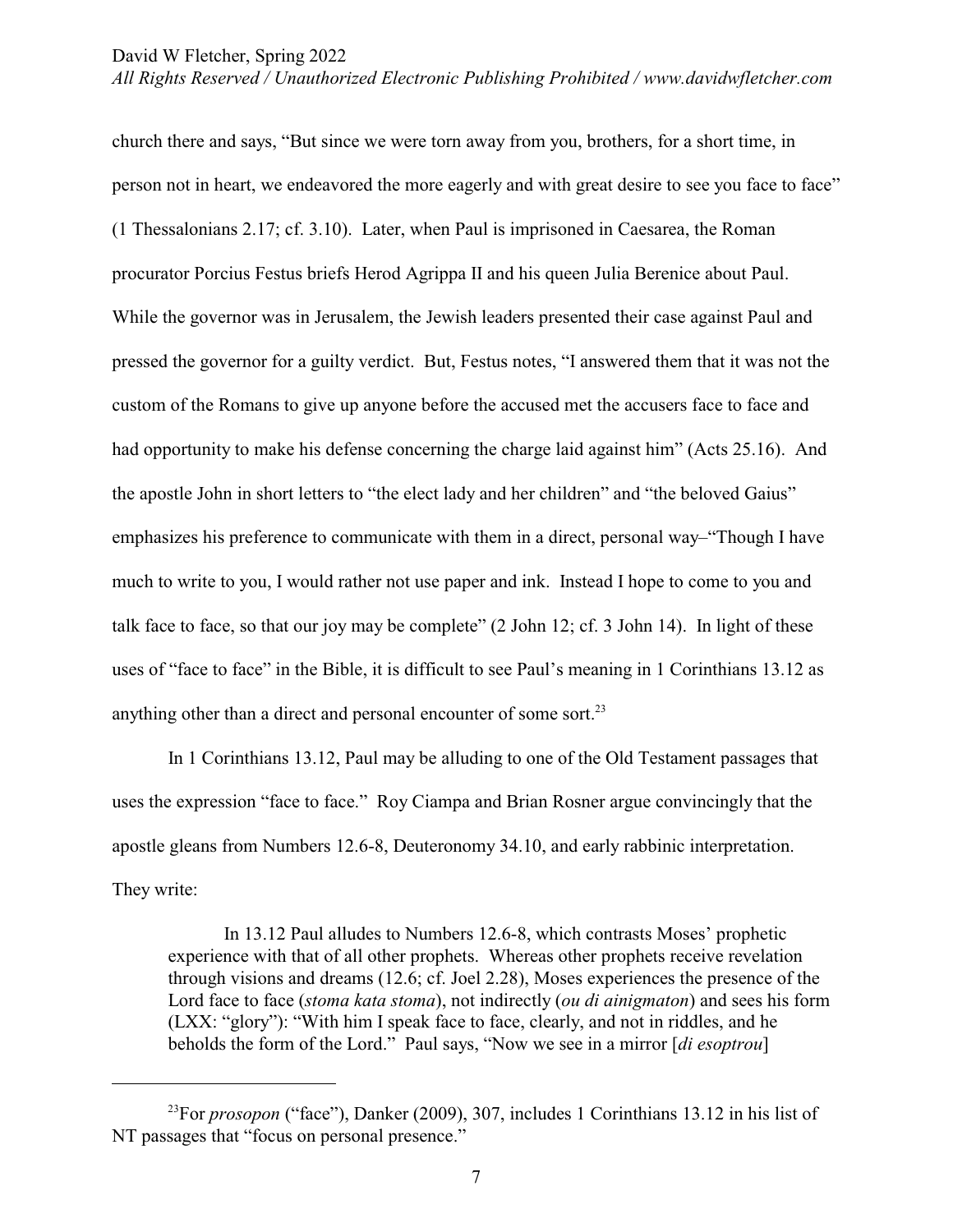church there and says, "But since we were torn away from you, brothers, for a short time, in person not in heart, we endeavored the more eagerly and with great desire to see you face to face" (1 Thessalonians 2.17; cf. 3.10). Later, when Paul is imprisoned in Caesarea, the Roman procurator Porcius Festus briefs Herod Agrippa II and his queen Julia Berenice about Paul. While the governor was in Jerusalem, the Jewish leaders presented their case against Paul and pressed the governor for a guilty verdict. But, Festus notes, "I answered them that it was not the custom of the Romans to give up anyone before the accused met the accusers face to face and had opportunity to make his defense concerning the charge laid against him" (Acts 25.16). And the apostle John in short letters to "the elect lady and her children" and "the beloved Gaius" emphasizes his preference to communicate with them in a direct, personal way–"Though I have much to write to you, I would rather not use paper and ink. Instead I hope to come to you and talk face to face, so that our joy may be complete" (2 John 12; cf. 3 John 14). In light of these uses of "face to face" in the Bible, it is difficult to see Paul's meaning in 1 Corinthians 13.12 as anything other than a direct and personal encounter of some sort.[23]

In 1 Corinthians 13.12, Paul may be alluding to one of the Old Testament passages that uses the expression "face to face." Roy Ciampa and Brian Rosner argue convincingly that the apostle gleans from Numbers 12.6-8, Deuteronomy 34.10, and early rabbinic interpretation. They write:

> In 13.12 Paul alludes to Numbers 12.6-8, which contrasts Moses' prophetic experience with that of all other prophets. Whereas other prophets receive revelation through visions and dreams (12.6; cf. Joel 2.28), Moses experiences the presence of the Lord face to face (*stoma kata stoma*), not indirectly (*ou di ainigmaton*) and sees his form (LXX: "glory"): "With him I speak face to face, clearly, and not in riddles, and he beholds the form of the Lord." Paul says, "Now we see in a mirror [*di esoptrou*]

---

[23] For *prosopon* ("face"), Danker (2009), 307, includes 1 Corinthians 13.12 in his list of NT passages that "focus on personal presence."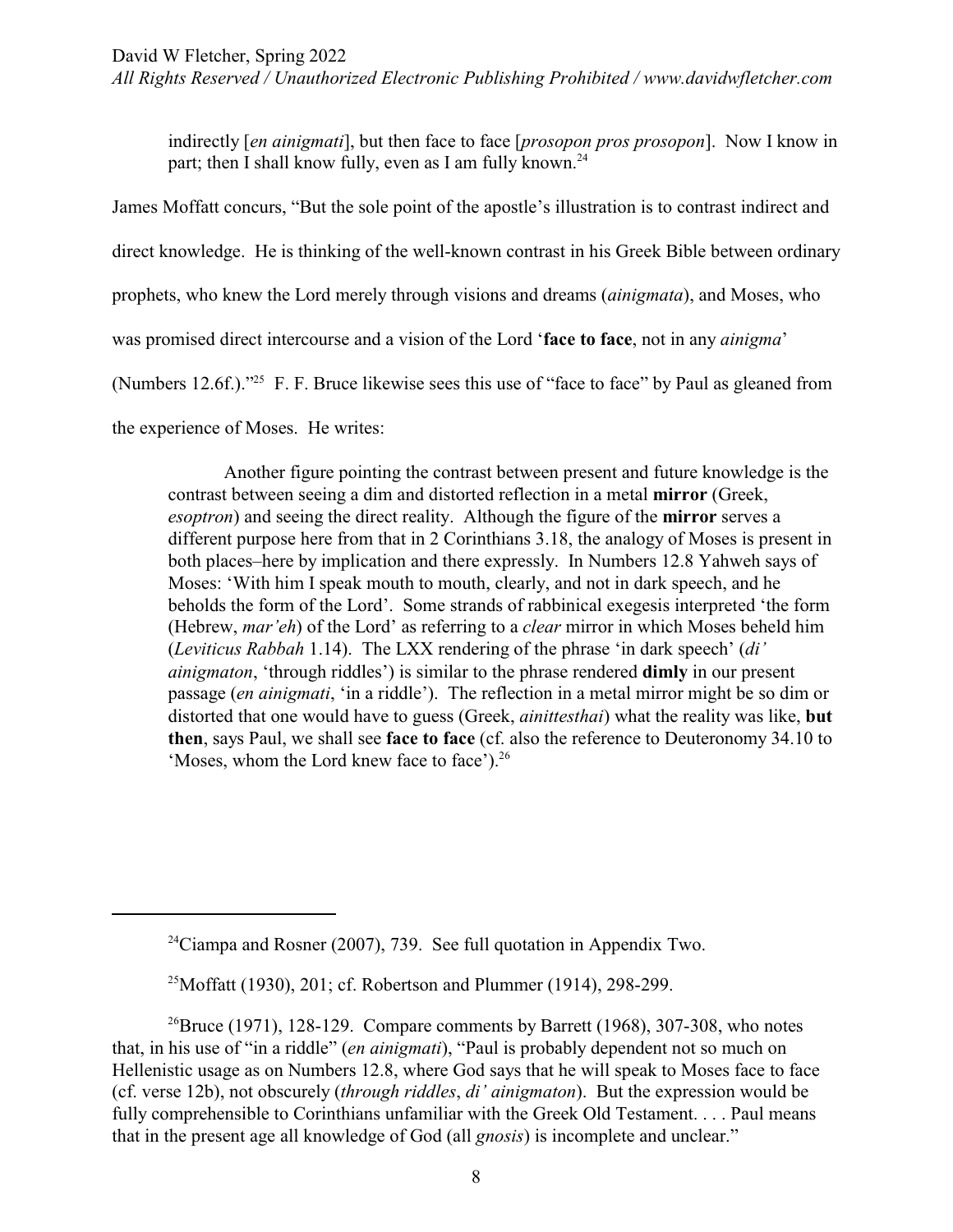> indirectly [*en ainigmati*], but then face to face [*prosopon pros prosopon*]. Now I know in part; then I shall know fully, even as I am fully known.[24]

James Moffatt concurs, "But the sole point of the apostle's illustration is to contrast indirect and direct knowledge. He is thinking of the well-known contrast in his Greek Bible between ordinary prophets, who knew the Lord merely through visions and dreams (*ainigmata*), and Moses, who was promised direct intercourse and a vision of the Lord '**face to face**, not in any *ainigma*' (Numbers 12.6f.)."[25] F. F. Bruce likewise sees this use of "face to face" by Paul as gleaned from the experience of Moses. He writes:

> Another figure pointing the contrast between present and future knowledge is the contrast between seeing a dim and distorted reflection in a metal **mirror** (Greek, *esoptron*) and seeing the direct reality. Although the figure of the **mirror** serves a different purpose here from that in 2 Corinthians 3.18, the analogy of Moses is present in both places–here by implication and there expressly. In Numbers 12.8 Yahweh says of Moses: 'With him I speak mouth to mouth, clearly, and not in dark speech, and he beholds the form of the Lord'. Some strands of rabbinical exegesis interpreted 'the form (Hebrew, *mar'eh*) of the Lord' as referring to a *clear* mirror in which Moses beheld him (*Leviticus Rabbah* 1.14). The LXX rendering of the phrase 'in dark speech' (*di' ainigmaton*, 'through riddles') is similar to the phrase rendered **dimly** in our present passage (*en ainigmati*, 'in a riddle'). The reflection in a metal mirror might be so dim or distorted that one would have to guess (Greek, *ainittesthai*) what the reality was like, **but then**, says Paul, we shall see **face to face** (cf. also the reference to Deuteronomy 34.10 to 'Moses, whom the Lord knew face to face').[26]

---

[24]Ciampa and Rosner (2007), 739. See full quotation in Appendix Two.

[25]Moffatt (1930), 201; cf. Robertson and Plummer (1914), 298-299.

[26]Bruce (1971), 128-129. Compare comments by Barrett (1968), 307-308, who notes that, in his use of "in a riddle" (*en ainigmati*), "Paul is probably dependent not so much on Hellenistic usage as on Numbers 12.8, where God says that he will speak to Moses face to face (cf. verse 12b), not obscurely (*through riddles*, *di' ainigmaton*). But the expression would be fully comprehensible to Corinthians unfamiliar with the Greek Old Testament. . . . Paul means that in the present age all knowledge of God (all *gnosis*) is incomplete and unclear."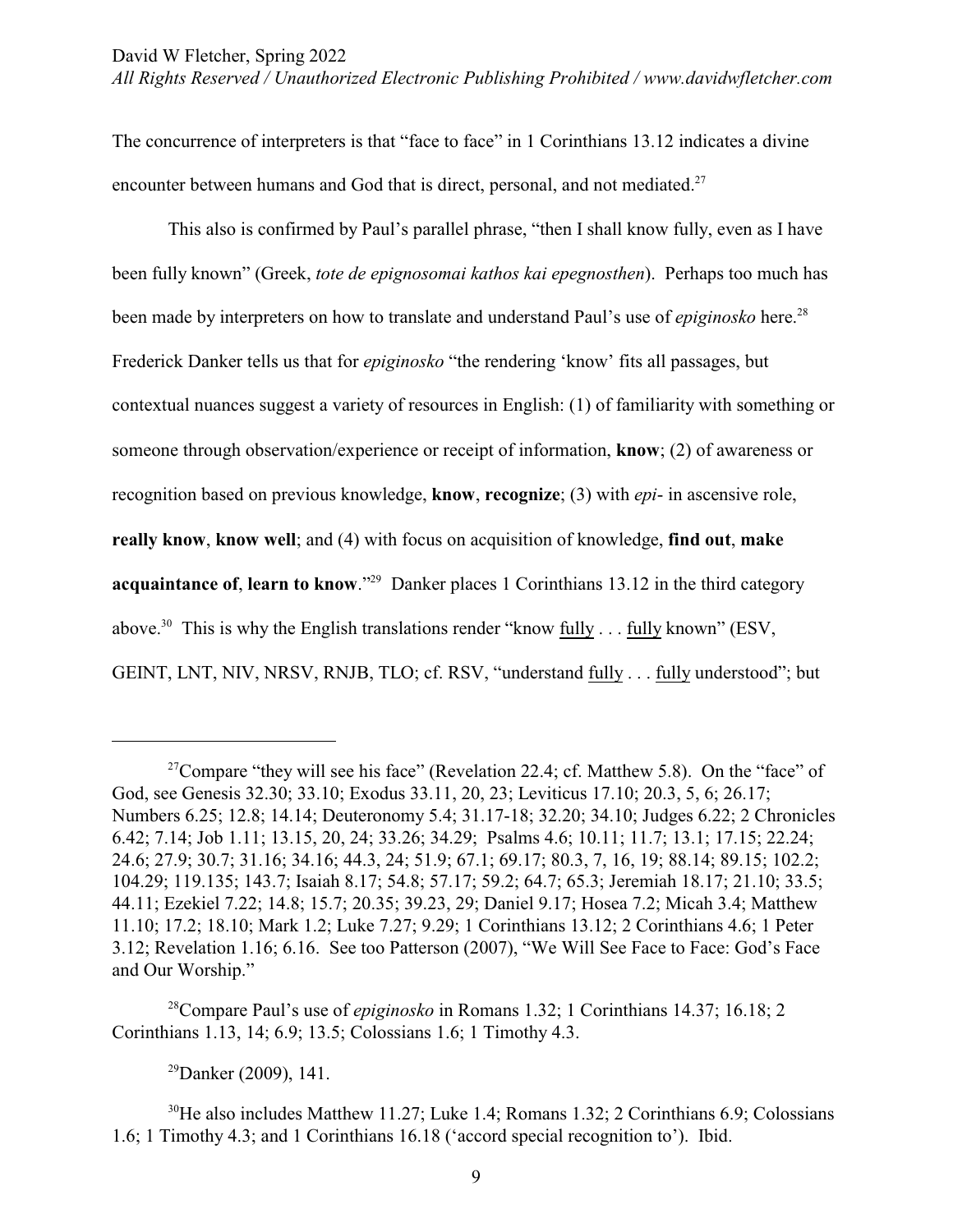The concurrence of interpreters is that "face to face" in 1 Corinthians 13.12 indicates a divine encounter between humans and God that is direct, personal, and not mediated.[27]

This also is confirmed by Paul's parallel phrase, "then I shall know fully, even as I have been fully known" (Greek, *tote de epignosomai kathos kai epegnosthen*). Perhaps too much has been made by interpreters on how to translate and understand Paul's use of *epiginosko* here.[28] Frederick Danker tells us that for *epiginosko* "the rendering 'know' fits all passages, but contextual nuances suggest a variety of resources in English: (1) of familiarity with something or someone through observation/experience or receipt of information, **know**; (2) of awareness or recognition based on previous knowledge, **know**, **recognize**; (3) with *epi*- in ascensive role, **really know**, **know well**; and (4) with focus on acquisition of knowledge, **find out**, **make acquaintance of**, **learn to know**."[29] Danker places 1 Corinthians 13.12 in the third category above.[30] This is why the English translations render "know <u>fully</u> . . . <u>fully</u> known" (ESV, GEINT, LNT, NIV, NRSV, RNJB, TLO; cf. RSV, "understand <u>fully</u> . . . <u>fully</u> understood"; but

---

[27]Compare "they will see his face" (Revelation 22.4; cf. Matthew 5.8). On the "face" of God, see Genesis 32.30; 33.10; Exodus 33.11, 20, 23; Leviticus 17.10; 20.3, 5, 6; 26.17; Numbers 6.25; 12.8; 14.14; Deuteronomy 5.4; 31.17-18; 32.20; 34.10; Judges 6.22; 2 Chronicles 6.42; 7.14; Job 1.11; 13.15, 20, 24; 33.26; 34.29; Psalms 4.6; 10.11; 11.7; 13.1; 17.15; 22.24; 24.6; 27.9; 30.7; 31.16; 34.16; 44.3, 24; 51.9; 67.1; 69.17; 80.3, 7, 16, 19; 88.14; 89.15; 102.2; 104.29; 119.135; 143.7; Isaiah 8.17; 54.8; 57.17; 59.2; 64.7; 65.3; Jeremiah 18.17; 21.10; 33.5; 44.11; Ezekiel 7.22; 14.8; 15.7; 20.35; 39.23, 29; Daniel 9.17; Hosea 7.2; Micah 3.4; Matthew 11.10; 17.2; 18.10; Mark 1.2; Luke 7.27; 9.29; 1 Corinthians 13.12; 2 Corinthians 4.6; 1 Peter 3.12; Revelation 1.16; 6.16. See too Patterson (2007), "We Will See Face to Face: God's Face and Our Worship."

[28]Compare Paul's use of *epiginosko* in Romans 1.32; 1 Corinthians 14.37; 16.18; 2 Corinthians 1.13, 14; 6.9; 13.5; Colossians 1.6; 1 Timothy 4.3.

[29]Danker (2009), 141.

[30]He also includes Matthew 11.27; Luke 1.4; Romans 1.32; 2 Corinthians 6.9; Colossians 1.6; 1 Timothy 4.3; and 1 Corinthians 16.18 ('accord special recognition to'). Ibid.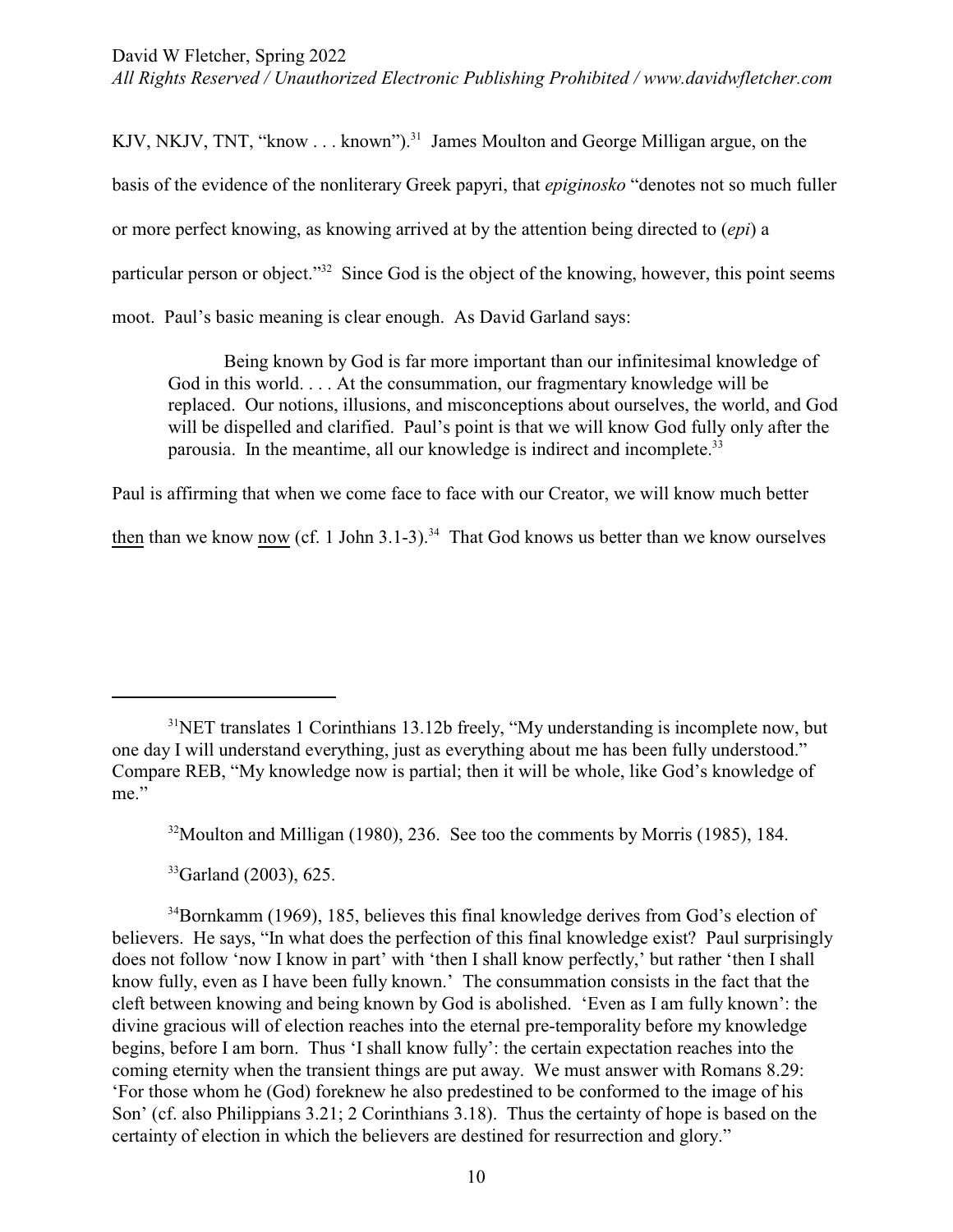KJV, NKJV, TNT, "know . . . known").[31] James Moulton and George Milligan argue, on the basis of the evidence of the nonliterary Greek papyri, that *epiginosko* "denotes not so much fuller or more perfect knowing, as knowing arrived at by the attention being directed to (*epi*) a particular person or object."[32] Since God is the object of the knowing, however, this point seems moot. Paul's basic meaning is clear enough. As David Garland says:

> Being known by God is far more important than our infinitesimal knowledge of God in this world. . . . At the consummation, our fragmentary knowledge will be replaced. Our notions, illusions, and misconceptions about ourselves, the world, and God will be dispelled and clarified. Paul's point is that we will know God fully only after the parousia. In the meantime, all our knowledge is indirect and incomplete.[33]

Paul is affirming that when we come face to face with our Creator, we will know much better <u>then</u> than we know <u>now</u> (cf. 1 John 3.1-3).[34] That God knows us better than we know ourselves

---

[31]NET translates 1 Corinthians 13.12b freely, "My understanding is incomplete now, but one day I will understand everything, just as everything about me has been fully understood." Compare REB, "My knowledge now is partial; then it will be whole, like God's knowledge of me."

[32]Moulton and Milligan (1980), 236. See too the comments by Morris (1985), 184.

[33]Garland (2003), 625.

[34]Bornkamm (1969), 185, believes this final knowledge derives from God's election of believers. He says, "In what does the perfection of this final knowledge exist? Paul surprisingly does not follow 'now I know in part' with 'then I shall know perfectly,' but rather 'then I shall know fully, even as I have been fully known.' The consummation consists in the fact that the cleft between knowing and being known by God is abolished. 'Even as I am fully known': the divine gracious will of election reaches into the eternal pre-temporality before my knowledge begins, before I am born. Thus 'I shall know fully': the certain expectation reaches into the coming eternity when the transient things are put away. We must answer with Romans 8.29: 'For those whom he (God) foreknew he also predestined to be conformed to the image of his Son' (cf. also Philippians 3.21; 2 Corinthians 3.18). Thus the certainty of hope is based on the certainty of election in which the believers are destined for resurrection and glory."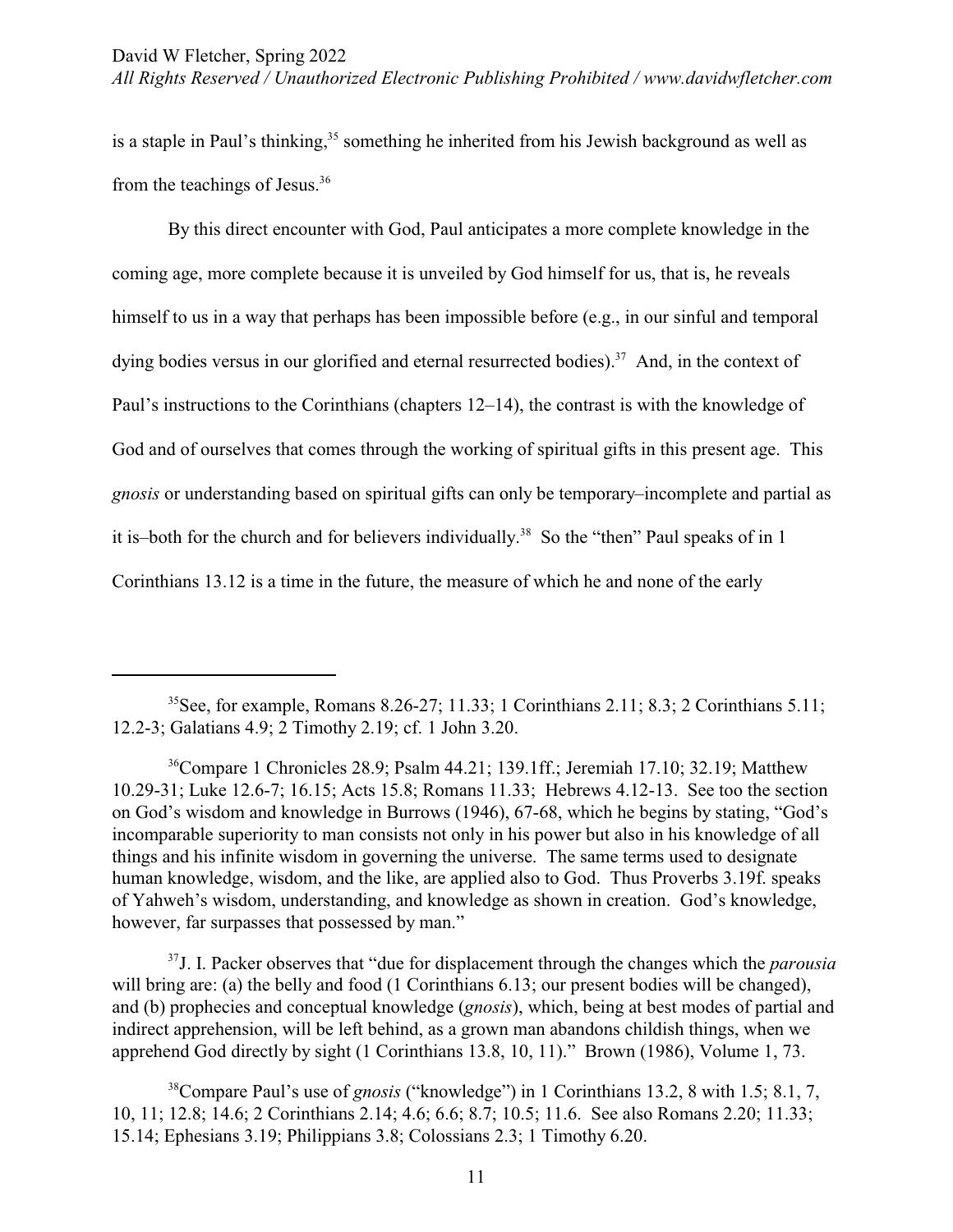is a staple in Paul's thinking,[35] something he inherited from his Jewish background as well as from the teachings of Jesus.[36]

By this direct encounter with God, Paul anticipates a more complete knowledge in the coming age, more complete because it is unveiled by God himself for us, that is, he reveals himself to us in a way that perhaps has been impossible before (e.g., in our sinful and temporal dying bodies versus in our glorified and eternal resurrected bodies).[37] And, in the context of Paul's instructions to the Corinthians (chapters 12–14), the contrast is with the knowledge of God and of ourselves that comes through the working of spiritual gifts in this present age. This *gnosis* or understanding based on spiritual gifts can only be temporary–incomplete and partial as it is–both for the church and for believers individually.[38] So the "then" Paul speaks of in 1 Corinthians 13.12 is a time in the future, the measure of which he and none of the early

---

[35]See, for example, Romans 8.26-27; 11.33; 1 Corinthians 2.11; 8.3; 2 Corinthians 5.11; 12.2-3; Galatians 4.9; 2 Timothy 2.19; cf. 1 John 3.20.

[36]Compare 1 Chronicles 28.9; Psalm 44.21; 139.1ff.; Jeremiah 17.10; 32.19; Matthew 10.29-31; Luke 12.6-7; 16.15; Acts 15.8; Romans 11.33; Hebrews 4.12-13. See too the section on God's wisdom and knowledge in Burrows (1946), 67-68, which he begins by stating, "God's incomparable superiority to man consists not only in his power but also in his knowledge of all things and his infinite wisdom in governing the universe. The same terms used to designate human knowledge, wisdom, and the like, are applied also to God. Thus Proverbs 3.19f. speaks of Yahweh's wisdom, understanding, and knowledge as shown in creation. God's knowledge, however, far surpasses that possessed by man."

[37]J. I. Packer observes that "due for displacement through the changes which the *parousia* will bring are: (a) the belly and food (1 Corinthians 6.13; our present bodies will be changed), and (b) prophecies and conceptual knowledge (*gnosis*), which, being at best modes of partial and indirect apprehension, will be left behind, as a grown man abandons childish things, when we apprehend God directly by sight (1 Corinthians 13.8, 10, 11)." Brown (1986), Volume 1, 73.

[38]Compare Paul's use of *gnosis* ("knowledge") in 1 Corinthians 13.2, 8 with 1.5; 8.1, 7, 10, 11; 12.8; 14.6; 2 Corinthians 2.14; 4.6; 6.6; 8.7; 10.5; 11.6. See also Romans 2.20; 11.33; 15.14; Ephesians 3.19; Philippians 3.8; Colossians 2.3; 1 Timothy 6.20.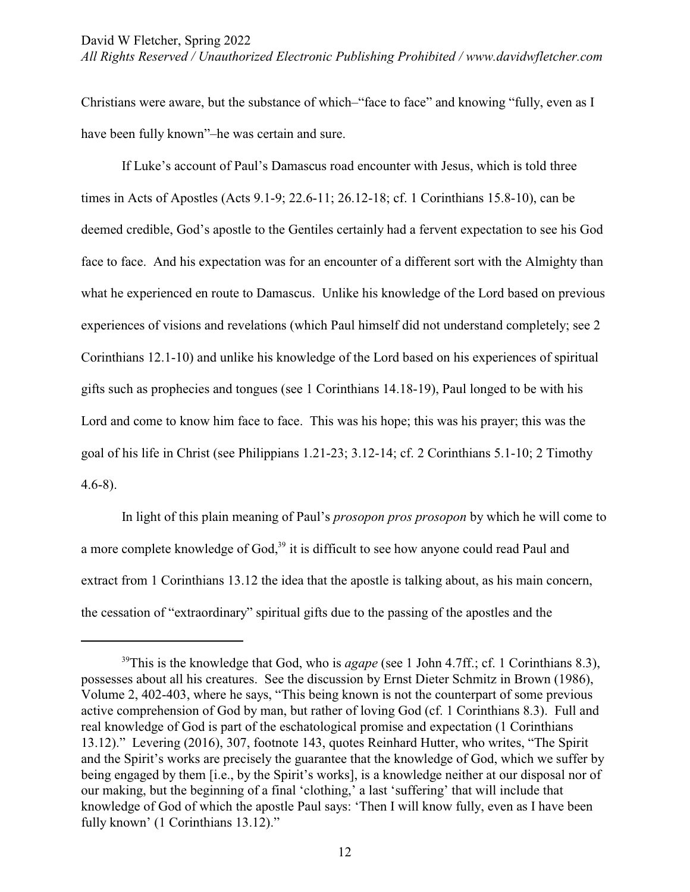Christians were aware, but the substance of which–"face to face" and knowing "fully, even as I have been fully known"–he was certain and sure.

If Luke's account of Paul's Damascus road encounter with Jesus, which is told three times in Acts of Apostles (Acts 9.1-9; 22.6-11; 26.12-18; cf. 1 Corinthians 15.8-10), can be deemed credible, God's apostle to the Gentiles certainly had a fervent expectation to see his God face to face. And his expectation was for an encounter of a different sort with the Almighty than what he experienced en route to Damascus. Unlike his knowledge of the Lord based on previous experiences of visions and revelations (which Paul himself did not understand completely; see 2 Corinthians 12.1-10) and unlike his knowledge of the Lord based on his experiences of spiritual gifts such as prophecies and tongues (see 1 Corinthians 14.18-19), Paul longed to be with his Lord and come to know him face to face. This was his hope; this was his prayer; this was the goal of his life in Christ (see Philippians 1.21-23; 3.12-14; cf. 2 Corinthians 5.1-10; 2 Timothy 4.6-8).

In light of this plain meaning of Paul's *prosopon pros prosopon* by which he will come to a more complete knowledge of God,[39] it is difficult to see how anyone could read Paul and extract from 1 Corinthians 13.12 the idea that the apostle is talking about, as his main concern, the cessation of "extraordinary" spiritual gifts due to the passing of the apostles and the

---

[39]This is the knowledge that God, who is *agape* (see 1 John 4.7ff.; cf. 1 Corinthians 8.3), possesses about all his creatures. See the discussion by Ernst Dieter Schmitz in Brown (1986), Volume 2, 402-403, where he says, "This being known is not the counterpart of some previous active comprehension of God by man, but rather of loving God (cf. 1 Corinthians 8.3). Full and real knowledge of God is part of the eschatological promise and expectation (1 Corinthians 13.12)." Levering (2016), 307, footnote 143, quotes Reinhard Hutter, who writes, "The Spirit and the Spirit's works are precisely the guarantee that the knowledge of God, which we suffer by being engaged by them [i.e., by the Spirit's works], is a knowledge neither at our disposal nor of our making, but the beginning of a final 'clothing,' a last 'suffering' that will include that knowledge of God of which the apostle Paul says: 'Then I will know fully, even as I have been fully known' (1 Corinthians 13.12)."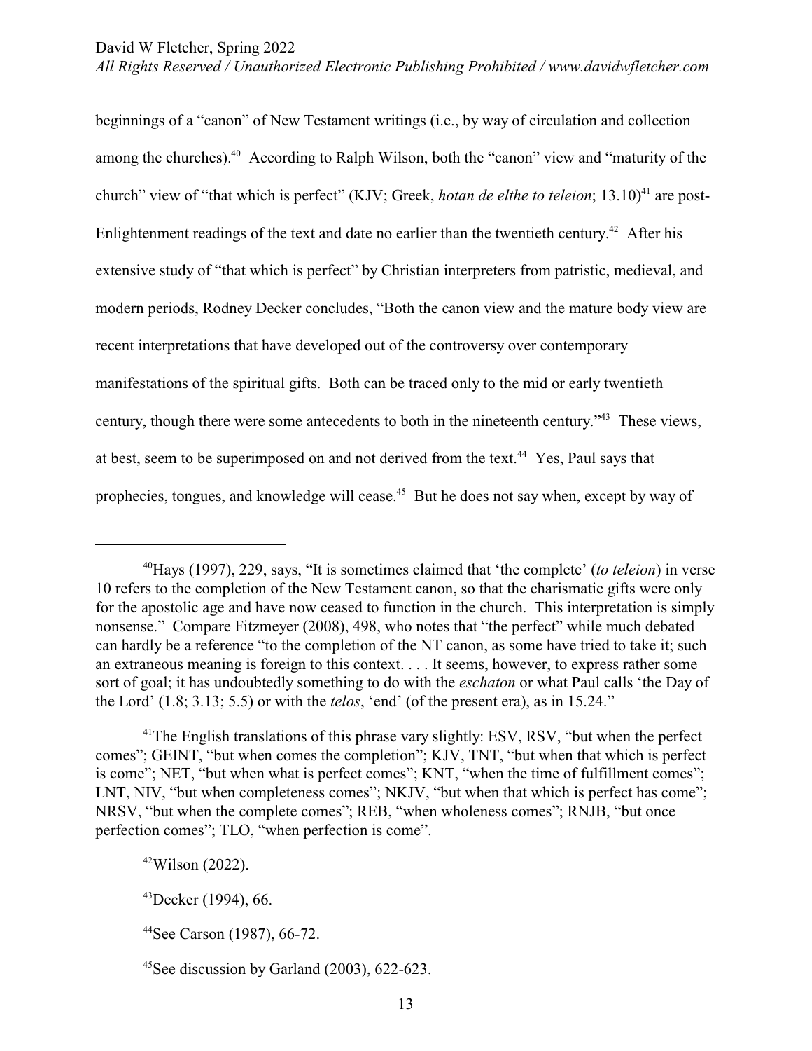beginnings of a "canon" of New Testament writings (i.e., by way of circulation and collection among the churches).[40] According to Ralph Wilson, both the "canon" view and "maturity of the church" view of "that which is perfect" (KJV; Greek, *hotan de elthe to teleion*; 13.10)[41] are post-Enlightenment readings of the text and date no earlier than the twentieth century.[42] After his extensive study of "that which is perfect" by Christian interpreters from patristic, medieval, and modern periods, Rodney Decker concludes, "Both the canon view and the mature body view are recent interpretations that have developed out of the controversy over contemporary manifestations of the spiritual gifts. Both can be traced only to the mid or early twentieth century, though there were some antecedents to both in the nineteenth century."[43] These views, at best, seem to be superimposed on and not derived from the text.[44] Yes, Paul says that prophecies, tongues, and knowledge will cease.[45] But he does not say when, except by way of

---

[40]Hays (1997), 229, says, "It is sometimes claimed that 'the complete' (*to teleion*) in verse 10 refers to the completion of the New Testament canon, so that the charismatic gifts were only for the apostolic age and have now ceased to function in the church. This interpretation is simply nonsense." Compare Fitzmeyer (2008), 498, who notes that "the perfect" while much debated can hardly be a reference "to the completion of the NT canon, as some have tried to take it; such an extraneous meaning is foreign to this context. . . . It seems, however, to express rather some sort of goal; it has undoubtedly something to do with the *eschaton* or what Paul calls 'the Day of the Lord' (1.8; 3.13; 5.5) or with the *telos*, 'end' (of the present era), as in 15.24."

[41]The English translations of this phrase vary slightly: ESV, RSV, "but when the perfect comes"; GEINT, "but when comes the completion"; KJV, TNT, "but when that which is perfect is come"; NET, "but when what is perfect comes"; KNT, "when the time of fulfillment comes"; LNT, NIV, "but when completeness comes"; NKJV, "but when that which is perfect has come"; NRSV, "but when the complete comes"; REB, "when wholeness comes"; RNJB, "but once perfection comes"; TLO, "when perfection is come".

[42]Wilson (2022).

[43]Decker (1994), 66.

[44]See Carson (1987), 66-72.

[45]See discussion by Garland (2003), 622-623.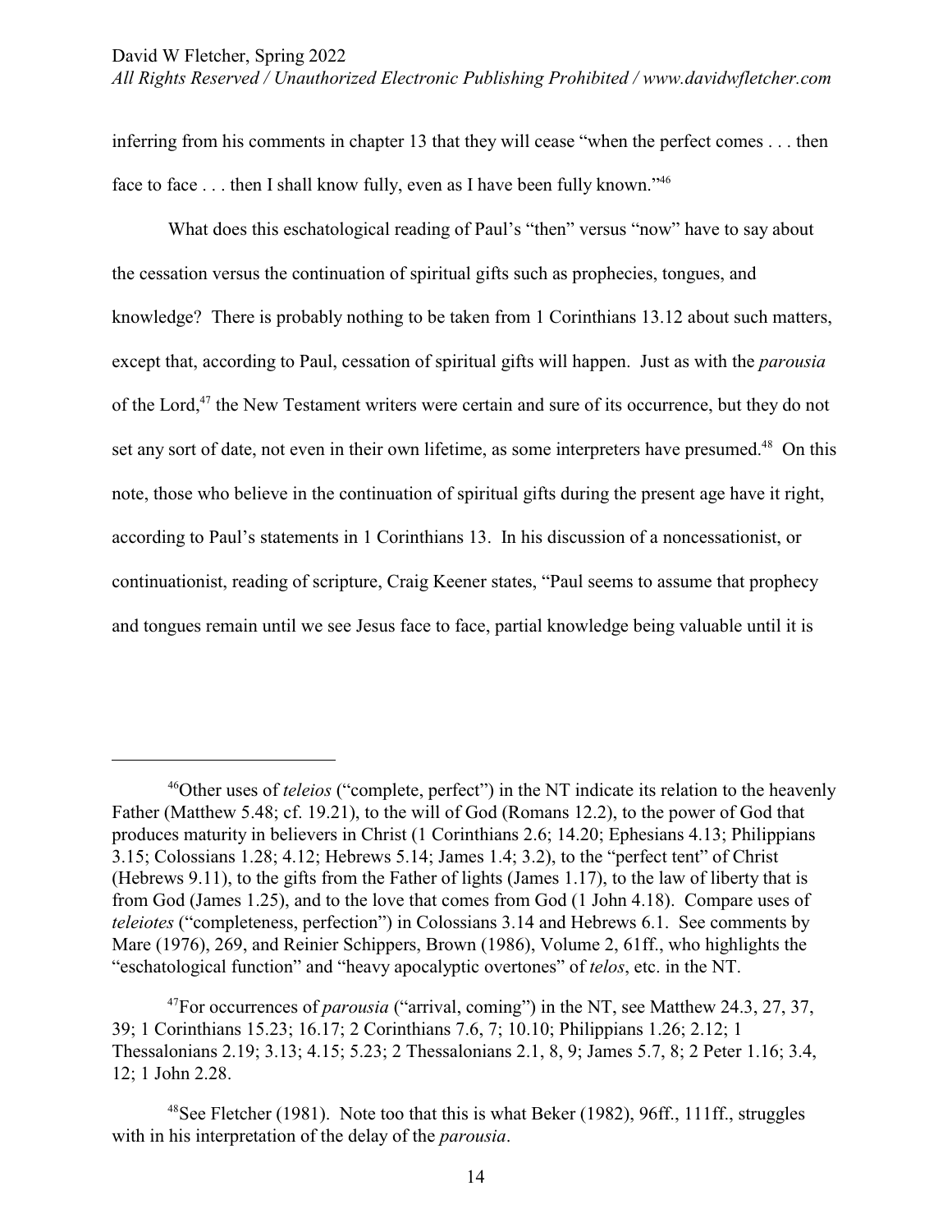inferring from his comments in chapter 13 that they will cease "when the perfect comes . . . then face to face . . . then I shall know fully, even as I have been fully known."[46]

What does this eschatological reading of Paul's "then" versus "now" have to say about the cessation versus the continuation of spiritual gifts such as prophecies, tongues, and knowledge? There is probably nothing to be taken from 1 Corinthians 13.12 about such matters, except that, according to Paul, cessation of spiritual gifts will happen. Just as with the *parousia* of the Lord,[47] the New Testament writers were certain and sure of its occurrence, but they do not set any sort of date, not even in their own lifetime, as some interpreters have presumed.[48] On this note, those who believe in the continuation of spiritual gifts during the present age have it right, according to Paul's statements in 1 Corinthians 13. In his discussion of a noncessationist, or continuationist, reading of scripture, Craig Keener states, "Paul seems to assume that prophecy and tongues remain until we see Jesus face to face, partial knowledge being valuable until it is

---

[46]Other uses of *teleios* ("complete, perfect") in the NT indicate its relation to the heavenly Father (Matthew 5.48; cf. 19.21), to the will of God (Romans 12.2), to the power of God that produces maturity in believers in Christ (1 Corinthians 2.6; 14.20; Ephesians 4.13; Philippians 3.15; Colossians 1.28; 4.12; Hebrews 5.14; James 1.4; 3.2), to the "perfect tent" of Christ (Hebrews 9.11), to the gifts from the Father of lights (James 1.17), to the law of liberty that is from God (James 1.25), and to the love that comes from God (1 John 4.18). Compare uses of *teleiotes* ("completeness, perfection") in Colossians 3.14 and Hebrews 6.1. See comments by Mare (1976), 269, and Reinier Schippers, Brown (1986), Volume 2, 61ff., who highlights the "eschatological function" and "heavy apocalyptic overtones" of *telos*, etc. in the NT.

[47]For occurrences of *parousia* ("arrival, coming") in the NT, see Matthew 24.3, 27, 37, 39; 1 Corinthians 15.23; 16.17; 2 Corinthians 7.6, 7; 10.10; Philippians 1.26; 2.12; 1 Thessalonians 2.19; 3.13; 4.15; 5.23; 2 Thessalonians 2.1, 8, 9; James 5.7, 8; 2 Peter 1.16; 3.4, 12; 1 John 2.28.

[48]See Fletcher (1981). Note too that this is what Beker (1982), 96ff., 111ff., struggles with in his interpretation of the delay of the *parousia*.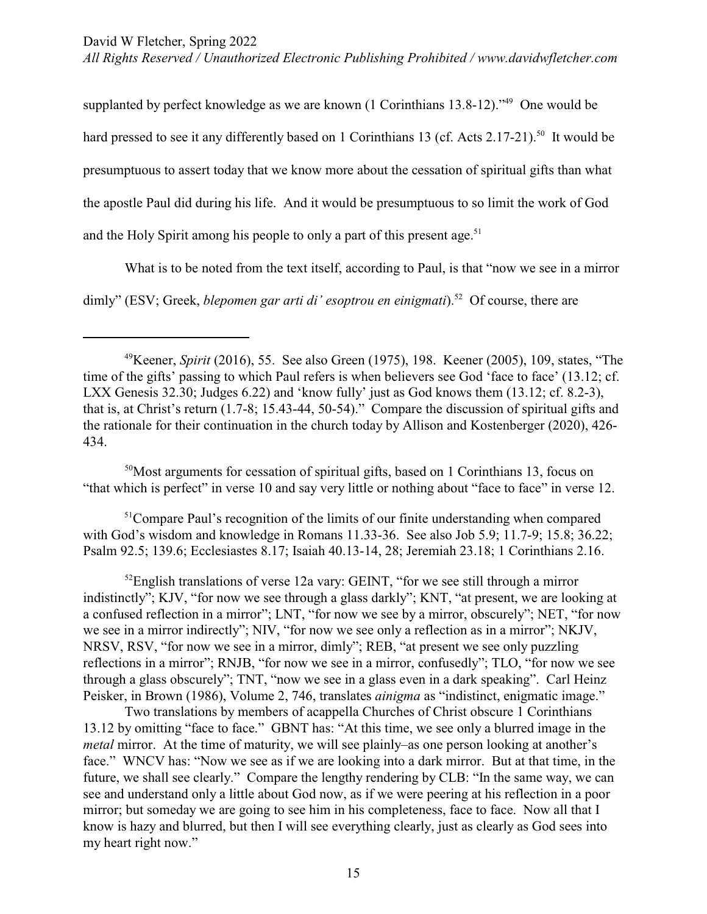supplanted by perfect knowledge as we are known (1 Corinthians 13.8-12)."[49] One would be hard pressed to see it any differently based on 1 Corinthians 13 (cf. Acts 2.17-21).[50] It would be presumptuous to assert today that we know more about the cessation of spiritual gifts than what the apostle Paul did during his life. And it would be presumptuous to so limit the work of God and the Holy Spirit among his people to only a part of this present age.[51]

What is to be noted from the text itself, according to Paul, is that "now we see in a mirror dimly" (ESV; Greek, *blepomen gar arti di' esoptrou en einigmati*).[52] Of course, there are

---

[49]Keener, *Spirit* (2016), 55. See also Green (1975), 198. Keener (2005), 109, states, "The time of the gifts' passing to which Paul refers is when believers see God 'face to face' (13.12; cf. LXX Genesis 32.30; Judges 6.22) and 'know fully' just as God knows them (13.12; cf. 8.2-3), that is, at Christ's return (1.7-8; 15.43-44, 50-54)." Compare the discussion of spiritual gifts and the rationale for their continuation in the church today by Allison and Kostenberger (2020), 426-434.

[50]Most arguments for cessation of spiritual gifts, based on 1 Corinthians 13, focus on "that which is perfect" in verse 10 and say very little or nothing about "face to face" in verse 12.

[51]Compare Paul's recognition of the limits of our finite understanding when compared with God's wisdom and knowledge in Romans 11.33-36. See also Job 5.9; 11.7-9; 15.8; 36.22; Psalm 92.5; 139.6; Ecclesiastes 8.17; Isaiah 40.13-14, 28; Jeremiah 23.18; 1 Corinthians 2.16.

[52]English translations of verse 12a vary: GEINT, "for we see still through a mirror indistinctly"; KJV, "for now we see through a glass darkly"; KNT, "at present, we are looking at a confused reflection in a mirror"; LNT, "for now we see by a mirror, obscurely"; NET, "for now we see in a mirror indirectly"; NIV, "for now we see only a reflection as in a mirror"; NKJV, NRSV, RSV, "for now we see in a mirror, dimly"; REB, "at present we see only puzzling reflections in a mirror"; RNJB, "for now we see in a mirror, confusedly"; TLO, "for now we see through a glass obscurely"; TNT, "now we see in a glass even in a dark speaking". Carl Heinz Peisker, in Brown (1986), Volume 2, 746, translates *ainigma* as "indistinct, enigmatic image."

Two translations by members of acappella Churches of Christ obscure 1 Corinthians 13.12 by omitting "face to face." GBNT has: "At this time, we see only a blurred image in the *metal* mirror. At the time of maturity, we will see plainly–as one person looking at another's face." WNCV has: "Now we see as if we are looking into a dark mirror. But at that time, in the future, we shall see clearly." Compare the lengthy rendering by CLB: "In the same way, we can see and understand only a little about God now, as if we were peering at his reflection in a poor mirror; but someday we are going to see him in his completeness, face to face. Now all that I know is hazy and blurred, but then I will see everything clearly, just as clearly as God sees into my heart right now."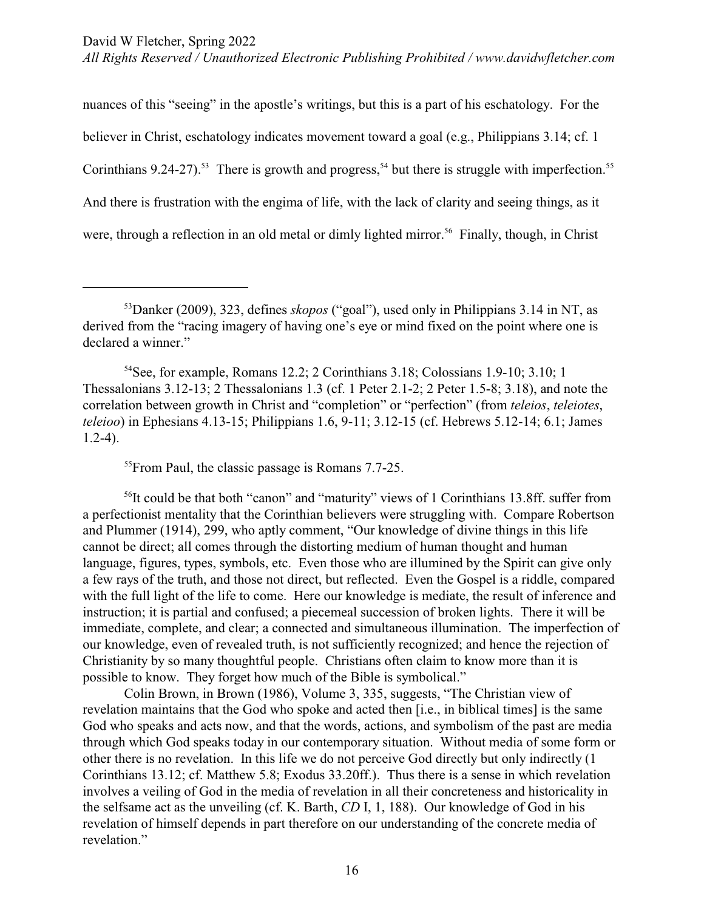nuances of this "seeing" in the apostle's writings, but this is a part of his eschatology. For the believer in Christ, eschatology indicates movement toward a goal (e.g., Philippians 3.14; cf. 1 Corinthians 9.24-27).[53] There is growth and progress,[54] but there is struggle with imperfection.[55] And there is frustration with the engima of life, with the lack of clarity and seeing things, as it were, through a reflection in an old metal or dimly lighted mirror.[56] Finally, though, in Christ

---

[53]Danker (2009), 323, defines *skopos* ("goal"), used only in Philippians 3.14 in NT, as derived from the "racing imagery of having one's eye or mind fixed on the point where one is declared a winner."

[54]See, for example, Romans 12.2; 2 Corinthians 3.18; Colossians 1.9-10; 3.10; 1 Thessalonians 3.12-13; 2 Thessalonians 1.3 (cf. 1 Peter 2.1-2; 2 Peter 1.5-8; 3.18), and note the correlation between growth in Christ and "completion" or "perfection" (from *teleios*, *teleiotes*, *teleioo*) in Ephesians 4.13-15; Philippians 1.6, 9-11; 3.12-15 (cf. Hebrews 5.12-14; 6.1; James 1.2-4).

[55]From Paul, the classic passage is Romans 7.7-25.

[56]It could be that both "canon" and "maturity" views of 1 Corinthians 13.8ff. suffer from a perfectionist mentality that the Corinthian believers were struggling with. Compare Robertson and Plummer (1914), 299, who aptly comment, "Our knowledge of divine things in this life cannot be direct; all comes through the distorting medium of human thought and human language, figures, types, symbols, etc. Even those who are illumined by the Spirit can give only a few rays of the truth, and those not direct, but reflected. Even the Gospel is a riddle, compared with the full light of the life to come. Here our knowledge is mediate, the result of inference and instruction; it is partial and confused; a piecemeal succession of broken lights. There it will be immediate, complete, and clear; a connected and simultaneous illumination. The imperfection of our knowledge, even of revealed truth, is not sufficiently recognized; and hence the rejection of Christianity by so many thoughtful people. Christians often claim to know more than it is possible to know. They forget how much of the Bible is symbolical."

Colin Brown, in Brown (1986), Volume 3, 335, suggests, "The Christian view of revelation maintains that the God who spoke and acted then [i.e., in biblical times] is the same God who speaks and acts now, and that the words, actions, and symbolism of the past are media through which God speaks today in our contemporary situation. Without media of some form or other there is no revelation. In this life we do not perceive God directly but only indirectly (1 Corinthians 13.12; cf. Matthew 5.8; Exodus 33.20ff.). Thus there is a sense in which revelation involves a veiling of God in the media of revelation in all their concreteness and historicality in the selfsame act as the unveiling (cf. K. Barth, *CD* I, 1, 188). Our knowledge of God in his revelation of himself depends in part therefore on our understanding of the concrete media of revelation."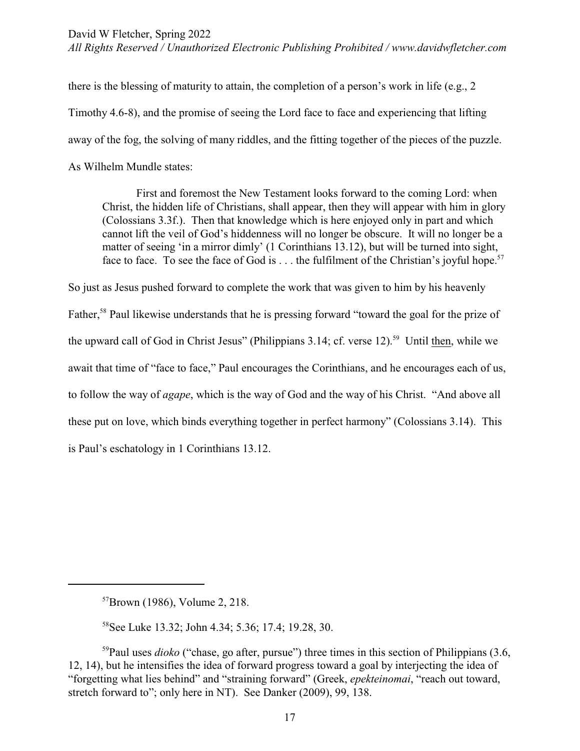there is the blessing of maturity to attain, the completion of a person's work in life (e.g., 2 Timothy 4.6-8), and the promise of seeing the Lord face to face and experiencing that lifting away of the fog, the solving of many riddles, and the fitting together of the pieces of the puzzle. As Wilhelm Mundle states:

> First and foremost the New Testament looks forward to the coming Lord: when Christ, the hidden life of Christians, shall appear, then they will appear with him in glory (Colossians 3.3f.). Then that knowledge which is here enjoyed only in part and which cannot lift the veil of God's hiddenness will no longer be obscure. It will no longer be a matter of seeing 'in a mirror dimly' (1 Corinthians 13.12), but will be turned into sight, face to face. To see the face of God is . . . the fulfilment of the Christian's joyful hope.[57]

So just as Jesus pushed forward to complete the work that was given to him by his heavenly Father,[58] Paul likewise understands that he is pressing forward "toward the goal for the prize of the upward call of God in Christ Jesus" (Philippians 3.14; cf. verse 12).[59] Until <u>then</u>, while we await that time of "face to face," Paul encourages the Corinthians, and he encourages each of us, to follow the way of *agape*, which is the way of God and the way of his Christ. "And above all these put on love, which binds everything together in perfect harmony" (Colossians 3.14). This is Paul's eschatology in 1 Corinthians 13.12.

---

[57] Brown (1986), Volume 2, 218.

[58] See Luke 13.32; John 4.34; 5.36; 17.4; 19.28, 30.

[59] Paul uses *dioko* ("chase, go after, pursue") three times in this section of Philippians (3.6, 12, 14), but he intensifies the idea of forward progress toward a goal by interjecting the idea of "forgetting what lies behind" and "straining forward" (Greek, *epekteinomai*, "reach out toward, stretch forward to"; only here in NT). See Danker (2009), 99, 138.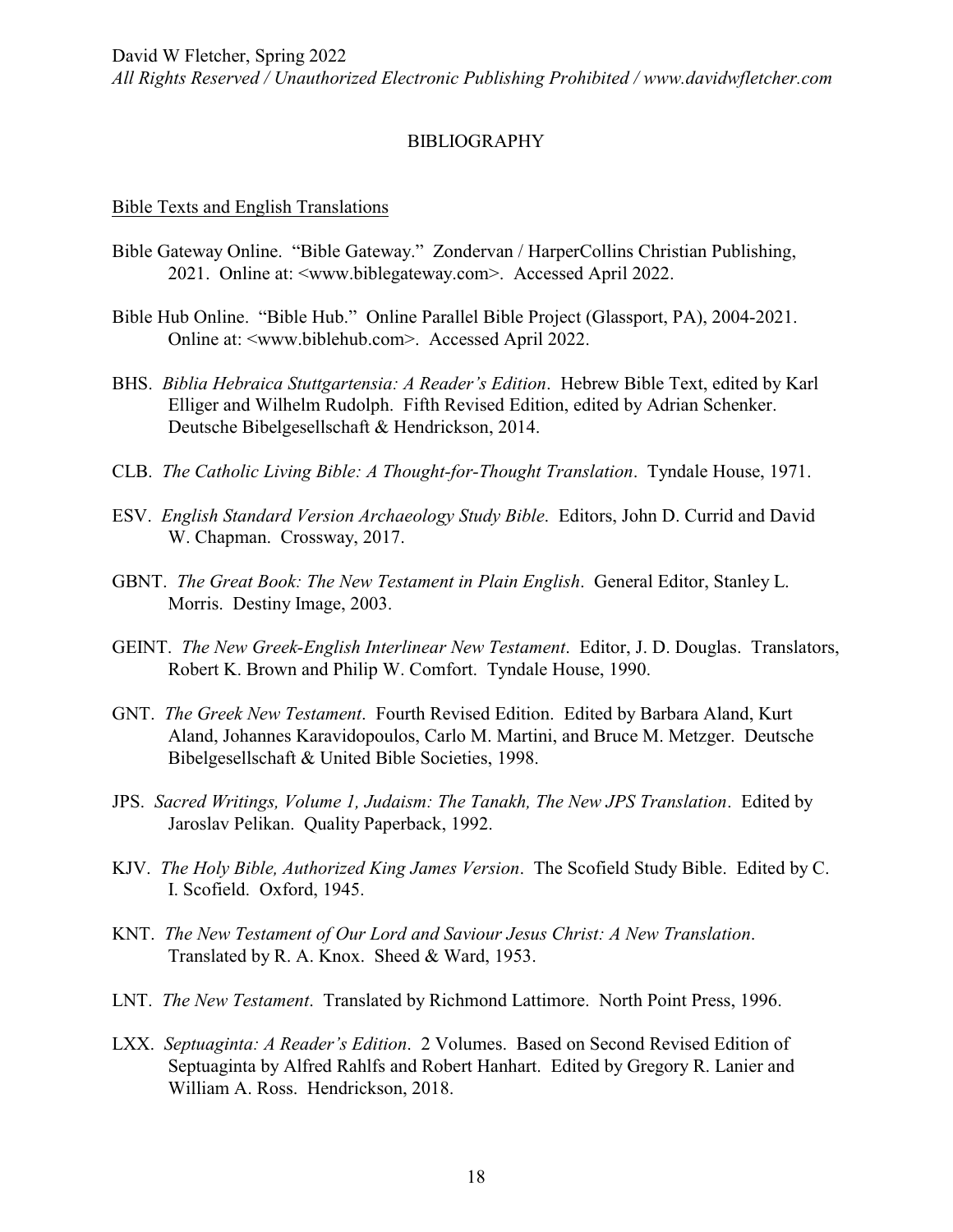# BIBLIOGRAPHY

## Bible Texts and English Translations

Bible Gateway Online. "Bible Gateway." Zondervan / HarperCollins Christian Publishing, 2021. Online at: <www.biblegateway.com>. Accessed April 2022.

Bible Hub Online. "Bible Hub." Online Parallel Bible Project (Glassport, PA), 2004-2021. Online at: <www.biblehub.com>. Accessed April 2022.

BHS. *Biblia Hebraica Stuttgartensia: A Reader's Edition*. Hebrew Bible Text, edited by Karl Elliger and Wilhelm Rudolph. Fifth Revised Edition, edited by Adrian Schenker. Deutsche Bibelgesellschaft & Hendrickson, 2014.

CLB. *The Catholic Living Bible: A Thought-for-Thought Translation*. Tyndale House, 1971.

ESV. *English Standard Version Archaeology Study Bible*. Editors, John D. Currid and David W. Chapman. Crossway, 2017.

GBNT. *The Great Book: The New Testament in Plain English*. General Editor, Stanley L. Morris. Destiny Image, 2003.

GEINT. *The New Greek-English Interlinear New Testament*. Editor, J. D. Douglas. Translators, Robert K. Brown and Philip W. Comfort. Tyndale House, 1990.

GNT. *The Greek New Testament*. Fourth Revised Edition. Edited by Barbara Aland, Kurt Aland, Johannes Karavidopoulos, Carlo M. Martini, and Bruce M. Metzger. Deutsche Bibelgesellschaft & United Bible Societies, 1998.

JPS. *Sacred Writings, Volume 1, Judaism: The Tanakh, The New JPS Translation*. Edited by Jaroslav Pelikan. Quality Paperback, 1992.

KJV. *The Holy Bible, Authorized King James Version*. The Scofield Study Bible. Edited by C. I. Scofield. Oxford, 1945.

KNT. *The New Testament of Our Lord and Saviour Jesus Christ: A New Translation*. Translated by R. A. Knox. Sheed & Ward, 1953.

LNT. *The New Testament*. Translated by Richmond Lattimore. North Point Press, 1996.

LXX. *Septuaginta: A Reader's Edition*. 2 Volumes. Based on Second Revised Edition of Septuaginta by Alfred Rahlfs and Robert Hanhart. Edited by Gregory R. Lanier and William A. Ross. Hendrickson, 2018.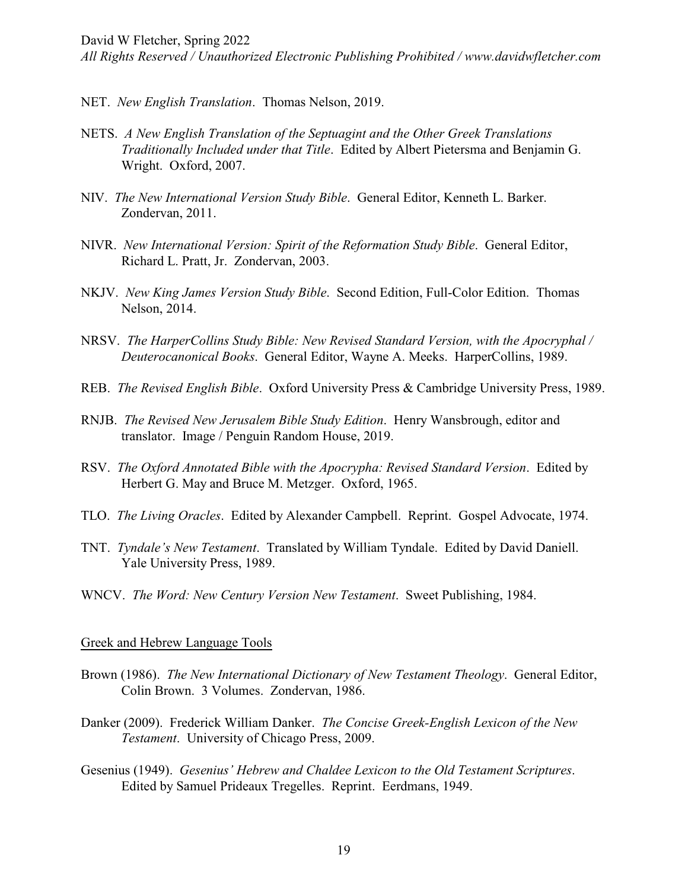NET. *New English Translation*. Thomas Nelson, 2019.

NETS. *A New English Translation of the Septuagint and the Other Greek Translations Traditionally Included under that Title*. Edited by Albert Pietersma and Benjamin G. Wright. Oxford, 2007.

NIV. *The New International Version Study Bible*. General Editor, Kenneth L. Barker. Zondervan, 2011.

NIVR. *New International Version: Spirit of the Reformation Study Bible*. General Editor, Richard L. Pratt, Jr. Zondervan, 2003.

NKJV. *New King James Version Study Bible*. Second Edition, Full-Color Edition. Thomas Nelson, 2014.

NRSV. *The HarperCollins Study Bible: New Revised Standard Version, with the Apocryphal / Deuterocanonical Books*. General Editor, Wayne A. Meeks. HarperCollins, 1989.

REB. *The Revised English Bible*. Oxford University Press & Cambridge University Press, 1989.

RNJB. *The Revised New Jerusalem Bible Study Edition*. Henry Wansbrough, editor and translator. Image / Penguin Random House, 2019.

RSV. *The Oxford Annotated Bible with the Apocrypha: Revised Standard Version*. Edited by Herbert G. May and Bruce M. Metzger. Oxford, 1965.

TLO. *The Living Oracles*. Edited by Alexander Campbell. Reprint. Gospel Advocate, 1974.

TNT. *Tyndale's New Testament*. Translated by William Tyndale. Edited by David Daniell. Yale University Press, 1989.

WNCV. *The Word: New Century Version New Testament*. Sweet Publishing, 1984.

## Greek and Hebrew Language Tools

Brown (1986). *The New International Dictionary of New Testament Theology*. General Editor, Colin Brown. 3 Volumes. Zondervan, 1986.

Danker (2009). Frederick William Danker. *The Concise Greek-English Lexicon of the New Testament*. University of Chicago Press, 2009.

Gesenius (1949). *Gesenius' Hebrew and Chaldee Lexicon to the Old Testament Scriptures*. Edited by Samuel Prideaux Tregelles. Reprint. Eerdmans, 1949.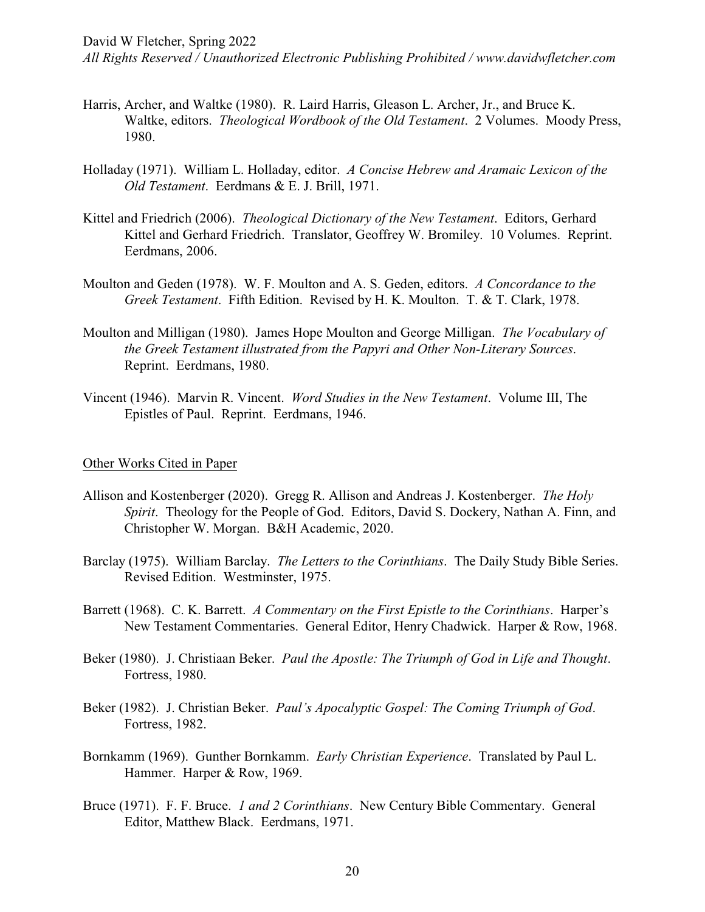Harris, Archer, and Waltke (1980). R. Laird Harris, Gleason L. Archer, Jr., and Bruce K. Waltke, editors. *Theological Wordbook of the Old Testament*. 2 Volumes. Moody Press, 1980.

Holladay (1971). William L. Holladay, editor. *A Concise Hebrew and Aramaic Lexicon of the Old Testament*. Eerdmans & E. J. Brill, 1971.

Kittel and Friedrich (2006). *Theological Dictionary of the New Testament*. Editors, Gerhard Kittel and Gerhard Friedrich. Translator, Geoffrey W. Bromiley. 10 Volumes. Reprint. Eerdmans, 2006.

Moulton and Geden (1978). W. F. Moulton and A. S. Geden, editors. *A Concordance to the Greek Testament*. Fifth Edition. Revised by H. K. Moulton. T. & T. Clark, 1978.

Moulton and Milligan (1980). James Hope Moulton and George Milligan. *The Vocabulary of the Greek Testament illustrated from the Papyri and Other Non-Literary Sources*. Reprint. Eerdmans, 1980.

Vincent (1946). Marvin R. Vincent. *Word Studies in the New Testament*. Volume III, The Epistles of Paul. Reprint. Eerdmans, 1946.

<u>Other Works Cited in Paper</u>

Allison and Kostenberger (2020). Gregg R. Allison and Andreas J. Kostenberger. *The Holy Spirit*. Theology for the People of God. Editors, David S. Dockery, Nathan A. Finn, and Christopher W. Morgan. B&H Academic, 2020.

Barclay (1975). William Barclay. *The Letters to the Corinthians*. The Daily Study Bible Series. Revised Edition. Westminster, 1975.

Barrett (1968). C. K. Barrett. *A Commentary on the First Epistle to the Corinthians*. Harper's New Testament Commentaries. General Editor, Henry Chadwick. Harper & Row, 1968.

Beker (1980). J. Christiaan Beker. *Paul the Apostle: The Triumph of God in Life and Thought*. Fortress, 1980.

Beker (1982). J. Christian Beker. *Paul's Apocalyptic Gospel: The Coming Triumph of God*. Fortress, 1982.

Bornkamm (1969). Gunther Bornkamm. *Early Christian Experience*. Translated by Paul L. Hammer. Harper & Row, 1969.

Bruce (1971). F. F. Bruce. *1 and 2 Corinthians*. New Century Bible Commentary. General Editor, Matthew Black. Eerdmans, 1971.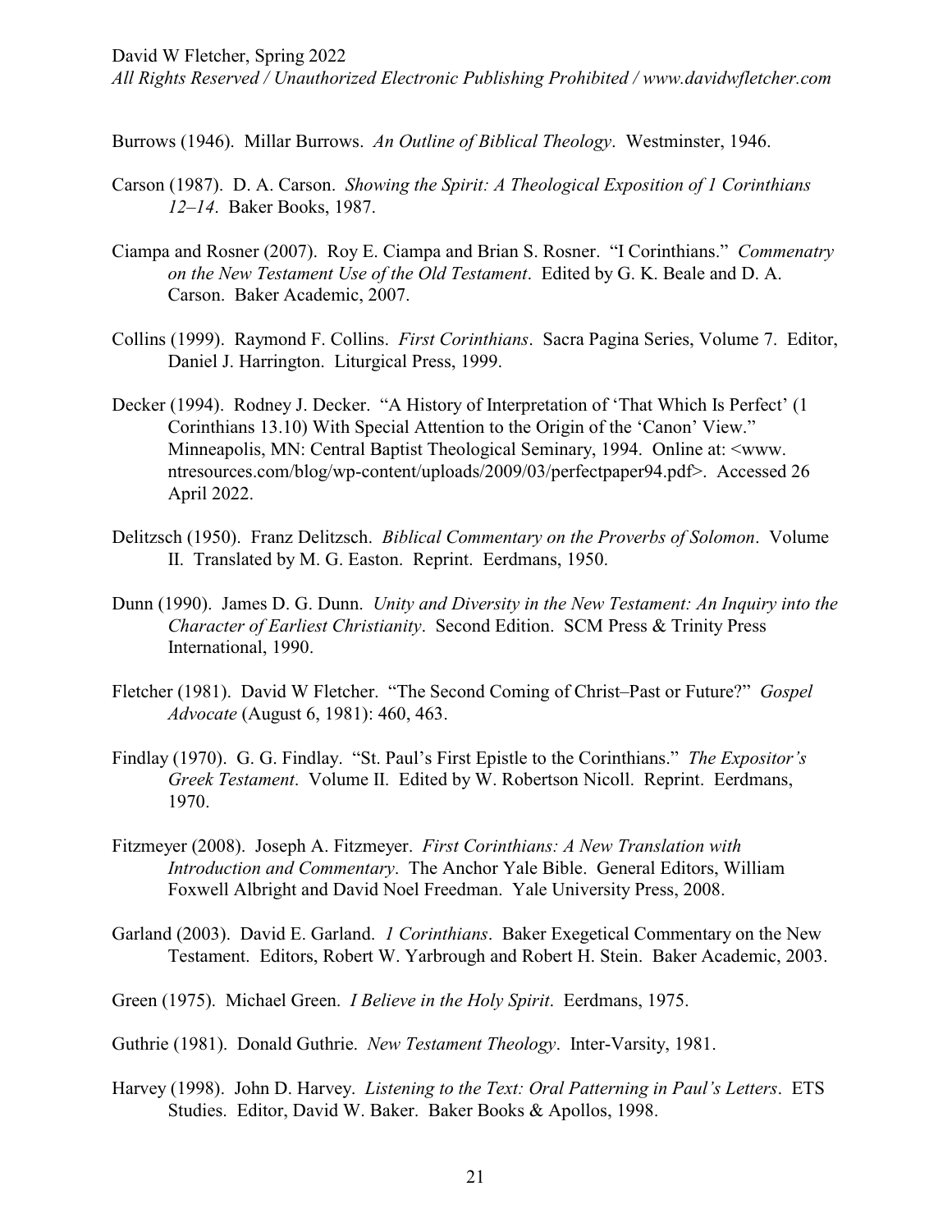Burrows (1946). Millar Burrows. *An Outline of Biblical Theology*. Westminster, 1946.

Carson (1987). D. A. Carson. *Showing the Spirit: A Theological Exposition of 1 Corinthians 12–14*. Baker Books, 1987.

Ciampa and Rosner (2007). Roy E. Ciampa and Brian S. Rosner. "I Corinthians." *Commenatry on the New Testament Use of the Old Testament*. Edited by G. K. Beale and D. A. Carson. Baker Academic, 2007.

Collins (1999). Raymond F. Collins. *First Corinthians*. Sacra Pagina Series, Volume 7. Editor, Daniel J. Harrington. Liturgical Press, 1999.

Decker (1994). Rodney J. Decker. "A History of Interpretation of 'That Which Is Perfect' (1 Corinthians 13.10) With Special Attention to the Origin of the 'Canon' View." Minneapolis, MN: Central Baptist Theological Seminary, 1994. Online at: <www.ntresources.com/blog/wp-content/uploads/2009/03/perfectpaper94.pdf>. Accessed 26 April 2022.

Delitzsch (1950). Franz Delitzsch. *Biblical Commentary on the Proverbs of Solomon*. Volume II. Translated by M. G. Easton. Reprint. Eerdmans, 1950.

Dunn (1990). James D. G. Dunn. *Unity and Diversity in the New Testament: An Inquiry into the Character of Earliest Christianity*. Second Edition. SCM Press & Trinity Press International, 1990.

Fletcher (1981). David W Fletcher. "The Second Coming of Christ–Past or Future?" *Gospel Advocate* (August 6, 1981): 460, 463.

Findlay (1970). G. G. Findlay. "St. Paul's First Epistle to the Corinthians." *The Expositor's Greek Testament*. Volume II. Edited by W. Robertson Nicoll. Reprint. Eerdmans, 1970.

Fitzmeyer (2008). Joseph A. Fitzmeyer. *First Corinthians: A New Translation with Introduction and Commentary*. The Anchor Yale Bible. General Editors, William Foxwell Albright and David Noel Freedman. Yale University Press, 2008.

Garland (2003). David E. Garland. *1 Corinthians*. Baker Exegetical Commentary on the New Testament. Editors, Robert W. Yarbrough and Robert H. Stein. Baker Academic, 2003.

Green (1975). Michael Green. *I Believe in the Holy Spirit*. Eerdmans, 1975.

Guthrie (1981). Donald Guthrie. *New Testament Theology*. Inter-Varsity, 1981.

Harvey (1998). John D. Harvey. *Listening to the Text: Oral Patterning in Paul's Letters*. ETS Studies. Editor, David W. Baker. Baker Books & Apollos, 1998.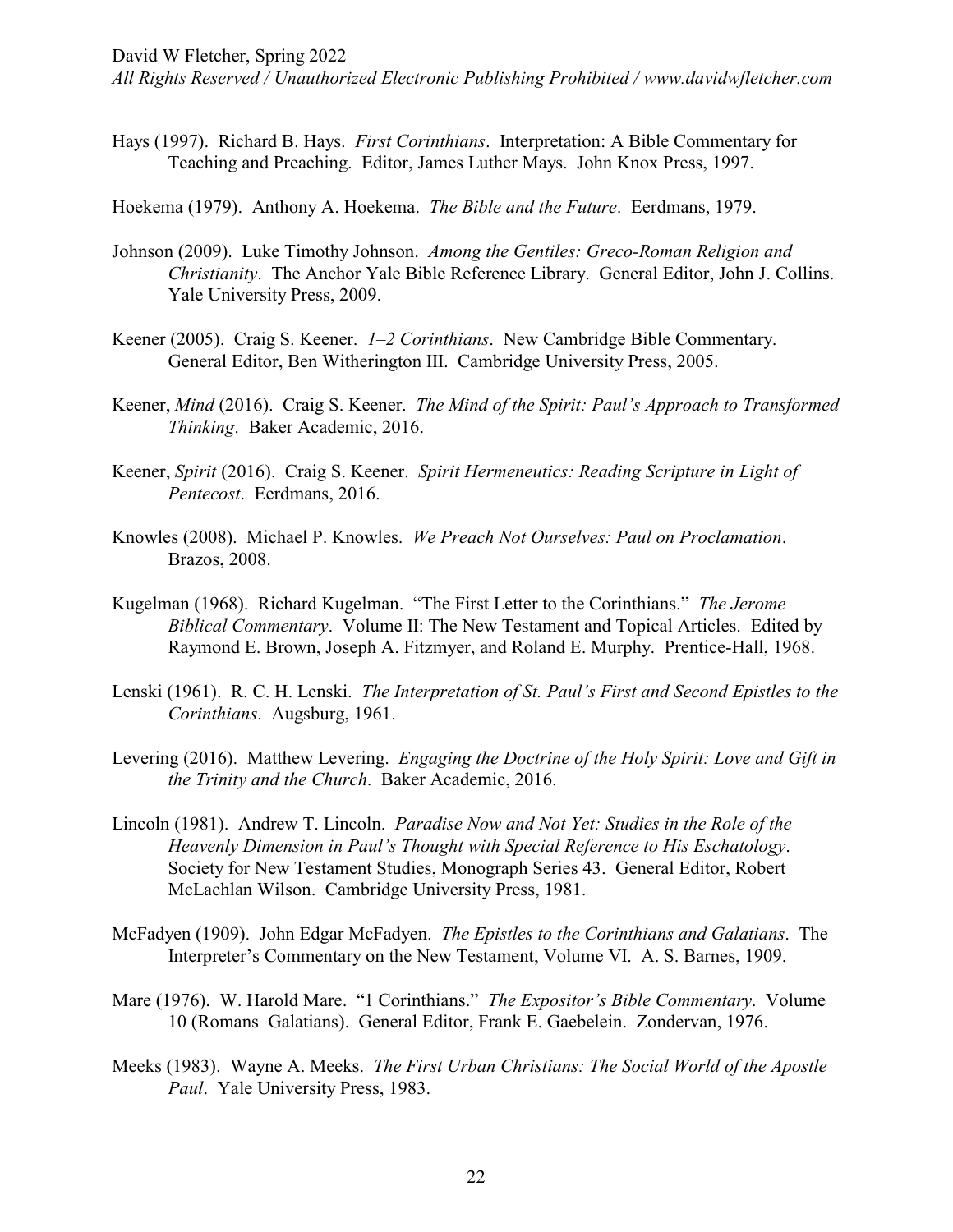Hays (1997). Richard B. Hays. *First Corinthians*. Interpretation: A Bible Commentary for Teaching and Preaching. Editor, James Luther Mays. John Knox Press, 1997.

Hoekema (1979). Anthony A. Hoekema. *The Bible and the Future*. Eerdmans, 1979.

Johnson (2009). Luke Timothy Johnson. *Among the Gentiles: Greco-Roman Religion and Christianity*. The Anchor Yale Bible Reference Library. General Editor, John J. Collins. Yale University Press, 2009.

Keener (2005). Craig S. Keener. *1–2 Corinthians*. New Cambridge Bible Commentary. General Editor, Ben Witherington III. Cambridge University Press, 2005.

Keener, *Mind* (2016). Craig S. Keener. *The Mind of the Spirit: Paul's Approach to Transformed Thinking*. Baker Academic, 2016.

Keener, *Spirit* (2016). Craig S. Keener. *Spirit Hermeneutics: Reading Scripture in Light of Pentecost*. Eerdmans, 2016.

Knowles (2008). Michael P. Knowles. *We Preach Not Ourselves: Paul on Proclamation*. Brazos, 2008.

Kugelman (1968). Richard Kugelman. "The First Letter to the Corinthians." *The Jerome Biblical Commentary*. Volume II: The New Testament and Topical Articles. Edited by Raymond E. Brown, Joseph A. Fitzmyer, and Roland E. Murphy. Prentice-Hall, 1968.

Lenski (1961). R. C. H. Lenski. *The Interpretation of St. Paul's First and Second Epistles to the Corinthians*. Augsburg, 1961.

Levering (2016). Matthew Levering. *Engaging the Doctrine of the Holy Spirit: Love and Gift in the Trinity and the Church*. Baker Academic, 2016.

Lincoln (1981). Andrew T. Lincoln. *Paradise Now and Not Yet: Studies in the Role of the Heavenly Dimension in Paul's Thought with Special Reference to His Eschatology*. Society for New Testament Studies, Monograph Series 43. General Editor, Robert McLachlan Wilson. Cambridge University Press, 1981.

McFadyen (1909). John Edgar McFadyen. *The Epistles to the Corinthians and Galatians*. The Interpreter's Commentary on the New Testament, Volume VI. A. S. Barnes, 1909.

Mare (1976). W. Harold Mare. "1 Corinthians." *The Expositor's Bible Commentary*. Volume 10 (Romans–Galatians). General Editor, Frank E. Gaebelein. Zondervan, 1976.

Meeks (1983). Wayne A. Meeks. *The First Urban Christians: The Social World of the Apostle Paul*. Yale University Press, 1983.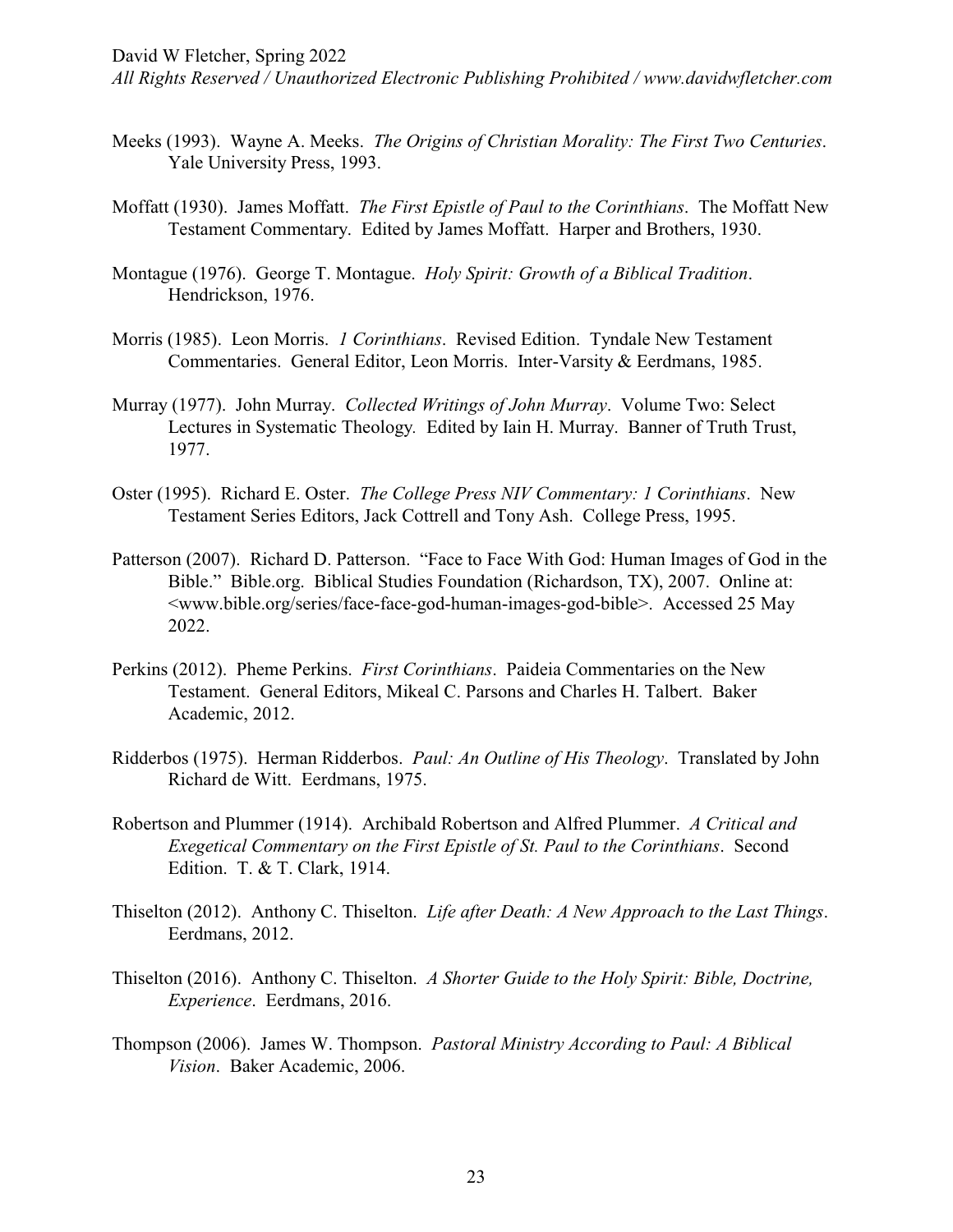Meeks (1993). Wayne A. Meeks. *The Origins of Christian Morality: The First Two Centuries*. Yale University Press, 1993.

Moffatt (1930). James Moffatt. *The First Epistle of Paul to the Corinthians*. The Moffatt New Testament Commentary. Edited by James Moffatt. Harper and Brothers, 1930.

Montague (1976). George T. Montague. *Holy Spirit: Growth of a Biblical Tradition*. Hendrickson, 1976.

Morris (1985). Leon Morris. *1 Corinthians*. Revised Edition. Tyndale New Testament Commentaries. General Editor, Leon Morris. Inter-Varsity & Eerdmans, 1985.

Murray (1977). John Murray. *Collected Writings of John Murray*. Volume Two: Select Lectures in Systematic Theology. Edited by Iain H. Murray. Banner of Truth Trust, 1977.

Oster (1995). Richard E. Oster. *The College Press NIV Commentary: 1 Corinthians*. New Testament Series Editors, Jack Cottrell and Tony Ash. College Press, 1995.

Patterson (2007). Richard D. Patterson. "Face to Face With God: Human Images of God in the Bible." Bible.org. Biblical Studies Foundation (Richardson, TX), 2007. Online at: <www.bible.org/series/face-face-god-human-images-god-bible>. Accessed 25 May 2022.

Perkins (2012). Pheme Perkins. *First Corinthians*. Paideia Commentaries on the New Testament. General Editors, Mikeal C. Parsons and Charles H. Talbert. Baker Academic, 2012.

Ridderbos (1975). Herman Ridderbos. *Paul: An Outline of His Theology*. Translated by John Richard de Witt. Eerdmans, 1975.

Robertson and Plummer (1914). Archibald Robertson and Alfred Plummer. *A Critical and Exegetical Commentary on the First Epistle of St. Paul to the Corinthians*. Second Edition. T. & T. Clark, 1914.

Thiselton (2012). Anthony C. Thiselton. *Life after Death: A New Approach to the Last Things*. Eerdmans, 2012.

Thiselton (2016). Anthony C. Thiselton. *A Shorter Guide to the Holy Spirit: Bible, Doctrine, Experience*. Eerdmans, 2016.

Thompson (2006). James W. Thompson. *Pastoral Ministry According to Paul: A Biblical Vision*. Baker Academic, 2006.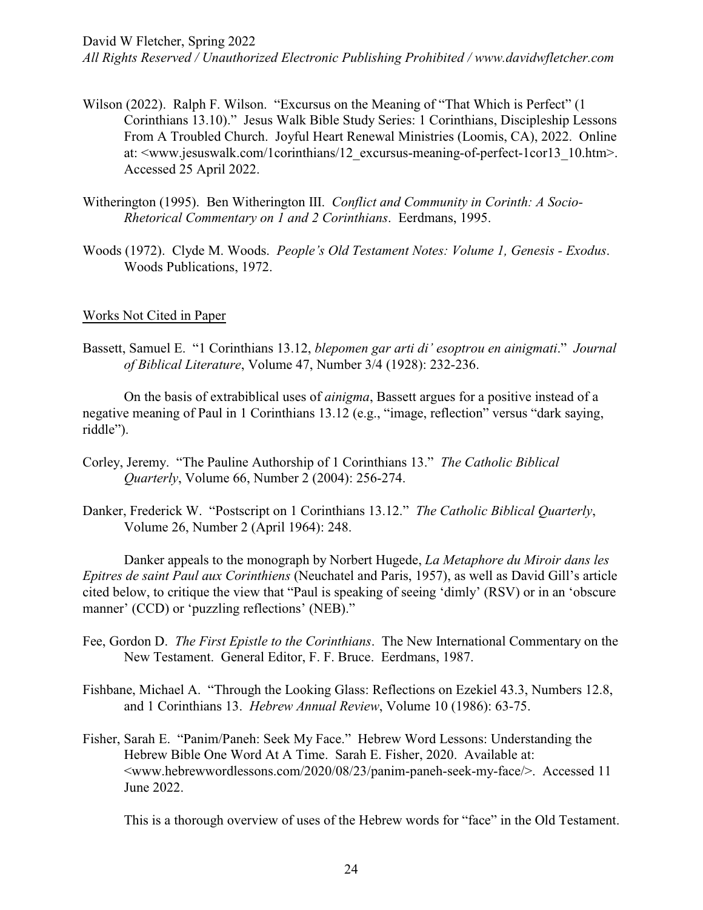Wilson (2022). Ralph F. Wilson. "Excursus on the Meaning of "That Which is Perfect" (1 Corinthians 13.10)." Jesus Walk Bible Study Series: 1 Corinthians, Discipleship Lessons From A Troubled Church. Joyful Heart Renewal Ministries (Loomis, CA), 2022. Online at: <www.jesuswalk.com/1corinthians/12_excursus-meaning-of-perfect-1cor13_10.htm>. Accessed 25 April 2022.

Witherington (1995). Ben Witherington III. *Conflict and Community in Corinth: A Socio-Rhetorical Commentary on 1 and 2 Corinthians*. Eerdmans, 1995.

Woods (1972). Clyde M. Woods. *People's Old Testament Notes: Volume 1, Genesis - Exodus*. Woods Publications, 1972.

<u>Works Not Cited in Paper</u>

Bassett, Samuel E. "1 Corinthians 13.12, *blepomen gar arti di' esoptrou en ainigmati*." *Journal of Biblical Literature*, Volume 47, Number 3/4 (1928): 232-236.

On the basis of extrabiblical uses of *ainigma*, Bassett argues for a positive instead of a negative meaning of Paul in 1 Corinthians 13.12 (e.g., "image, reflection" versus "dark saying, riddle").

Corley, Jeremy. "The Pauline Authorship of 1 Corinthians 13." *The Catholic Biblical Quarterly*, Volume 66, Number 2 (2004): 256-274.

Danker, Frederick W. "Postscript on 1 Corinthians 13.12." *The Catholic Biblical Quarterly*, Volume 26, Number 2 (April 1964): 248.

Danker appeals to the monograph by Norbert Hugede, *La Metaphore du Miroir dans les Epitres de saint Paul aux Corinthiens* (Neuchatel and Paris, 1957), as well as David Gill's article cited below, to critique the view that "Paul is speaking of seeing 'dimly' (RSV) or in an 'obscure manner' (CCD) or 'puzzling reflections' (NEB)."

Fee, Gordon D. *The First Epistle to the Corinthians*. The New International Commentary on the New Testament. General Editor, F. F. Bruce. Eerdmans, 1987.

Fishbane, Michael A. "Through the Looking Glass: Reflections on Ezekiel 43.3, Numbers 12.8, and 1 Corinthians 13. *Hebrew Annual Review*, Volume 10 (1986): 63-75.

Fisher, Sarah E. "Panim/Paneh: Seek My Face." Hebrew Word Lessons: Understanding the Hebrew Bible One Word At A Time. Sarah E. Fisher, 2020. Available at: <www.hebrewwordlessons.com/2020/08/23/panim-paneh-seek-my-face/>. Accessed 11 June 2022.

This is a thorough overview of uses of the Hebrew words for "face" in the Old Testament.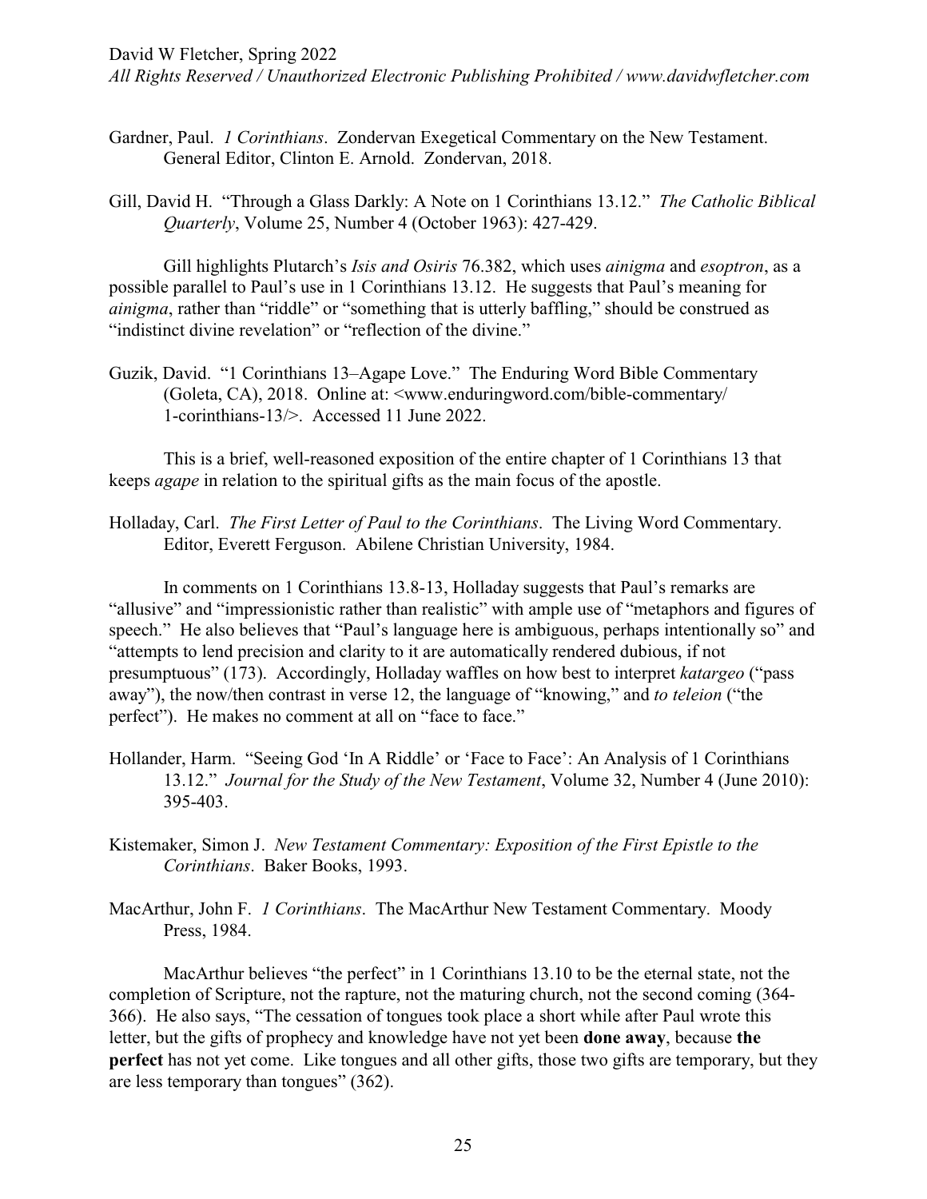Gardner, Paul. *1 Corinthians*. Zondervan Exegetical Commentary on the New Testament. General Editor, Clinton E. Arnold. Zondervan, 2018.

Gill, David H. "Through a Glass Darkly: A Note on 1 Corinthians 13.12." *The Catholic Biblical Quarterly*, Volume 25, Number 4 (October 1963): 427-429.

Gill highlights Plutarch's *Isis and Osiris* 76.382, which uses *ainigma* and *esoptron*, as a possible parallel to Paul's use in 1 Corinthians 13.12. He suggests that Paul's meaning for *ainigma*, rather than "riddle" or "something that is utterly baffling," should be construed as "indistinct divine revelation" or "reflection of the divine."

Guzik, David. "1 Corinthians 13–Agape Love." The Enduring Word Bible Commentary (Goleta, CA), 2018. Online at: <www.enduringword.com/bible-commentary/1-corinthians-13/>. Accessed 11 June 2022.

This is a brief, well-reasoned exposition of the entire chapter of 1 Corinthians 13 that keeps *agape* in relation to the spiritual gifts as the main focus of the apostle.

Holladay, Carl. *The First Letter of Paul to the Corinthians*. The Living Word Commentary. Editor, Everett Ferguson. Abilene Christian University, 1984.

In comments on 1 Corinthians 13.8-13, Holladay suggests that Paul's remarks are "allusive" and "impressionistic rather than realistic" with ample use of "metaphors and figures of speech." He also believes that "Paul's language here is ambiguous, perhaps intentionally so" and "attempts to lend precision and clarity to it are automatically rendered dubious, if not presumptuous" (173). Accordingly, Holladay waffles on how best to interpret *katargeo* ("pass away"), the now/then contrast in verse 12, the language of "knowing," and *to teleion* ("the perfect"). He makes no comment at all on "face to face."

Hollander, Harm. "Seeing God 'In A Riddle' or 'Face to Face': An Analysis of 1 Corinthians 13.12." *Journal for the Study of the New Testament*, Volume 32, Number 4 (June 2010): 395-403.

Kistemaker, Simon J. *New Testament Commentary: Exposition of the First Epistle to the Corinthians*. Baker Books, 1993.

MacArthur, John F. *1 Corinthians*. The MacArthur New Testament Commentary. Moody Press, 1984.

MacArthur believes "the perfect" in 1 Corinthians 13.10 to be the eternal state, not the completion of Scripture, not the rapture, not the maturing church, not the second coming (364-366). He also says, "The cessation of tongues took place a short while after Paul wrote this letter, but the gifts of prophecy and knowledge have not yet been **done away**, because **the perfect** has not yet come. Like tongues and all other gifts, those two gifts are temporary, but they are less temporary than tongues" (362).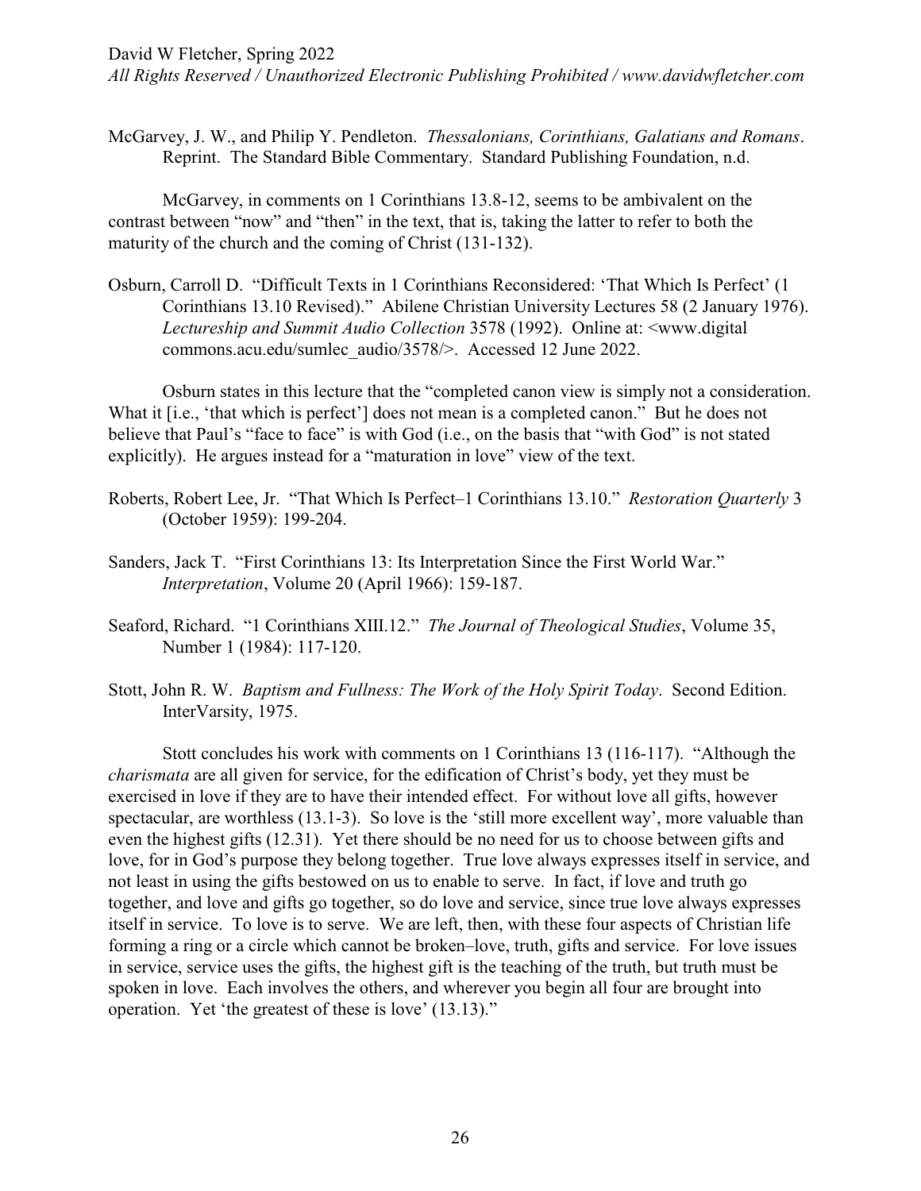McGarvey, J. W., and Philip Y. Pendleton. *Thessalonians, Corinthians, Galatians and Romans*. Reprint. The Standard Bible Commentary. Standard Publishing Foundation, n.d.

McGarvey, in comments on 1 Corinthians 13.8-12, seems to be ambivalent on the contrast between "now" and "then" in the text, that is, taking the latter to refer to both the maturity of the church and the coming of Christ (131-132).

Osburn, Carroll D. "Difficult Texts in 1 Corinthians Reconsidered: 'That Which Is Perfect' (1 Corinthians 13.10 Revised)." Abilene Christian University Lectures 58 (2 January 1976). *Lectureship and Summit Audio Collection* 3578 (1992). Online at: <www.digital commons.acu.edu/sumlec_audio/3578/>. Accessed 12 June 2022.

Osburn states in this lecture that the "completed canon view is simply not a consideration. What it [i.e., 'that which is perfect'] does not mean is a completed canon." But he does not believe that Paul's "face to face" is with God (i.e., on the basis that "with God" is not stated explicitly). He argues instead for a "maturation in love" view of the text.

Roberts, Robert Lee, Jr. "That Which Is Perfect–1 Corinthians 13.10." *Restoration Quarterly* 3 (October 1959): 199-204.

Sanders, Jack T. "First Corinthians 13: Its Interpretation Since the First World War." *Interpretation*, Volume 20 (April 1966): 159-187.

Seaford, Richard. "1 Corinthians XIII.12." *The Journal of Theological Studies*, Volume 35, Number 1 (1984): 117-120.

Stott, John R. W. *Baptism and Fullness: The Work of the Holy Spirit Today*. Second Edition. InterVarsity, 1975.

Stott concludes his work with comments on 1 Corinthians 13 (116-117). "Although the *charismata* are all given for service, for the edification of Christ's body, yet they must be exercised in love if they are to have their intended effect. For without love all gifts, however spectacular, are worthless (13.1-3). So love is the 'still more excellent way', more valuable than even the highest gifts (12.31). Yet there should be no need for us to choose between gifts and love, for in God's purpose they belong together. True love always expresses itself in service, and not least in using the gifts bestowed on us to enable to serve. In fact, if love and truth go together, and love and gifts go together, so do love and service, since true love always expresses itself in service. To love is to serve. We are left, then, with these four aspects of Christian life forming a ring or a circle which cannot be broken–love, truth, gifts and service. For love issues in service, service uses the gifts, the highest gift is the teaching of the truth, but truth must be spoken in love. Each involves the others, and wherever you begin all four are brought into operation. Yet 'the greatest of these is love' (13.13)."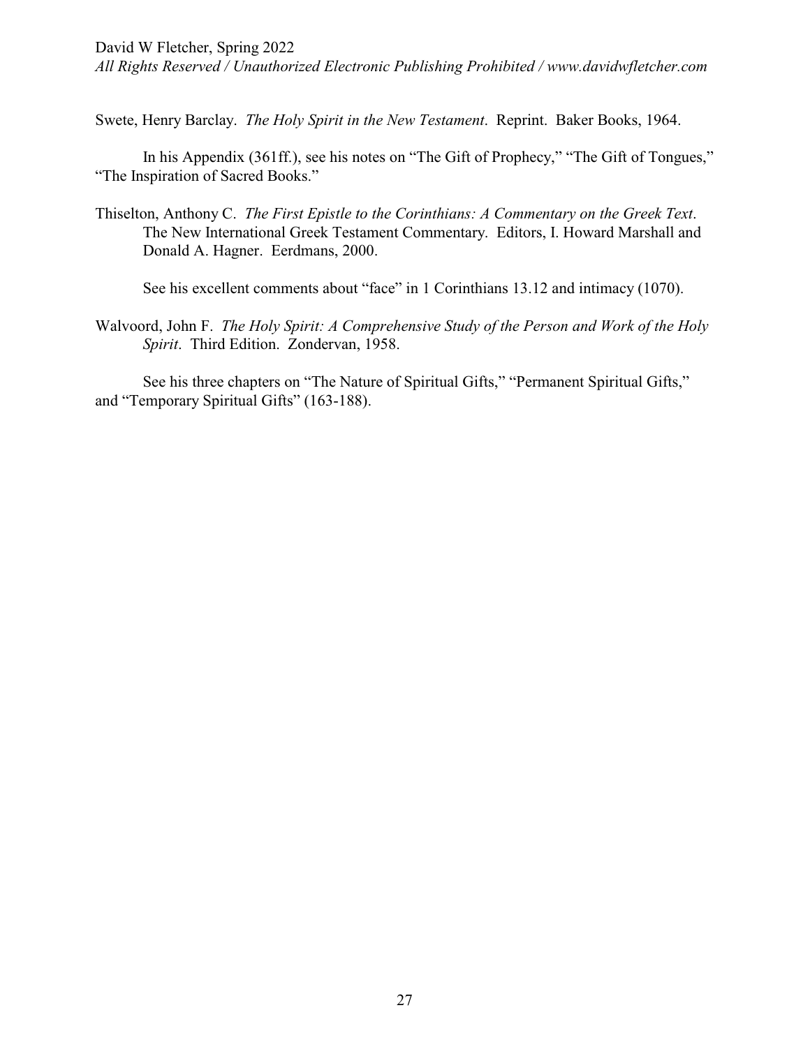Swete, Henry Barclay. *The Holy Spirit in the New Testament*. Reprint. Baker Books, 1964.

In his Appendix (361ff.), see his notes on "The Gift of Prophecy," "The Gift of Tongues," "The Inspiration of Sacred Books."

Thiselton, Anthony C. *The First Epistle to the Corinthians: A Commentary on the Greek Text*. The New International Greek Testament Commentary. Editors, I. Howard Marshall and Donald A. Hagner. Eerdmans, 2000.

See his excellent comments about "face" in 1 Corinthians 13.12 and intimacy (1070).

Walvoord, John F. *The Holy Spirit: A Comprehensive Study of the Person and Work of the Holy Spirit*. Third Edition. Zondervan, 1958.

See his three chapters on "The Nature of Spiritual Gifts," "Permanent Spiritual Gifts," and "Temporary Spiritual Gifts" (163-188).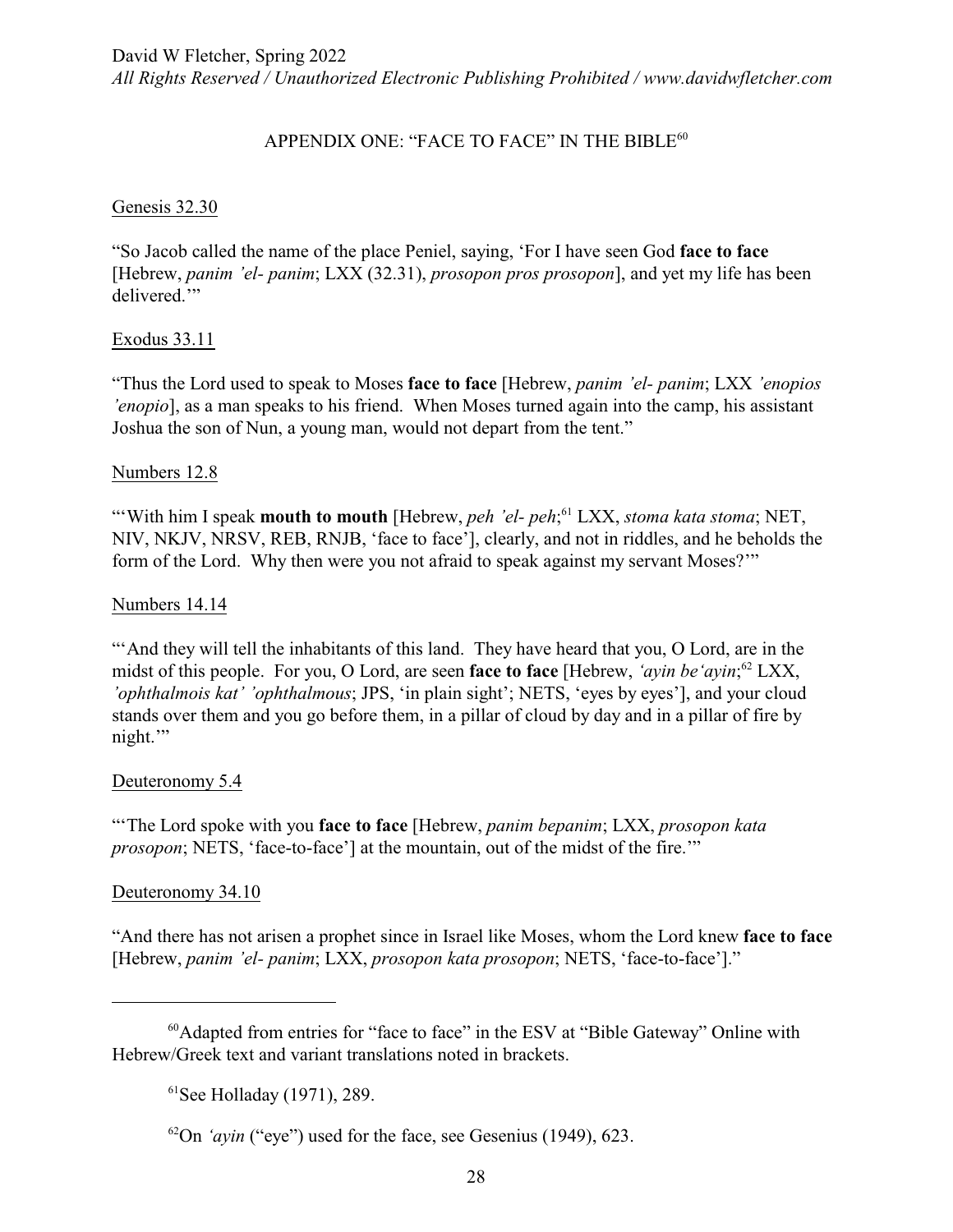## APPENDIX ONE: "FACE TO FACE" IN THE BIBLE[60]

Genesis 32.30

"So Jacob called the name of the place Peniel, saying, 'For I have seen God **face to face** [Hebrew, *panim 'el- panim*; LXX (32.31), *prosopon pros prosopon*], and yet my life has been delivered.'"

Exodus 33.11

"Thus the Lord used to speak to Moses **face to face** [Hebrew, *panim 'el- panim*; LXX *'enopios 'enopio*], as a man speaks to his friend. When Moses turned again into the camp, his assistant Joshua the son of Nun, a young man, would not depart from the tent."

Numbers 12.8

"'With him I speak **mouth to mouth** [Hebrew, *peh 'el- peh*;[61] LXX, *stoma kata stoma*; NET, NIV, NKJV, NRSV, REB, RNJB, 'face to face'], clearly, and not in riddles, and he beholds the form of the Lord. Why then were you not afraid to speak against my servant Moses?'"

Numbers 14.14

"'And they will tell the inhabitants of this land. They have heard that you, O Lord, are in the midst of this people. For you, O Lord, are seen **face to face** [Hebrew, *'ayin be'ayin*;[62] LXX, *'ophthalmois kat' 'ophthalmous*; JPS, 'in plain sight'; NETS, 'eyes by eyes'], and your cloud stands over them and you go before them, in a pillar of cloud by day and in a pillar of fire by night.'"

Deuteronomy 5.4

"'The Lord spoke with you **face to face** [Hebrew, *panim bepanim*; LXX, *prosopon kata prosopon*; NETS, 'face-to-face'] at the mountain, out of the midst of the fire.'"

Deuteronomy 34.10

"And there has not arisen a prophet since in Israel like Moses, whom the Lord knew **face to face** [Hebrew, *panim 'el- panim*; LXX, *prosopon kata prosopon*; NETS, 'face-to-face']."

---

[60] Adapted from entries for "face to face" in the ESV at "Bible Gateway" Online with Hebrew/Greek text and variant translations noted in brackets.

[61] See Holladay (1971), 289.

[62] On *'ayin* ("eye") used for the face, see Gesenius (1949), 623.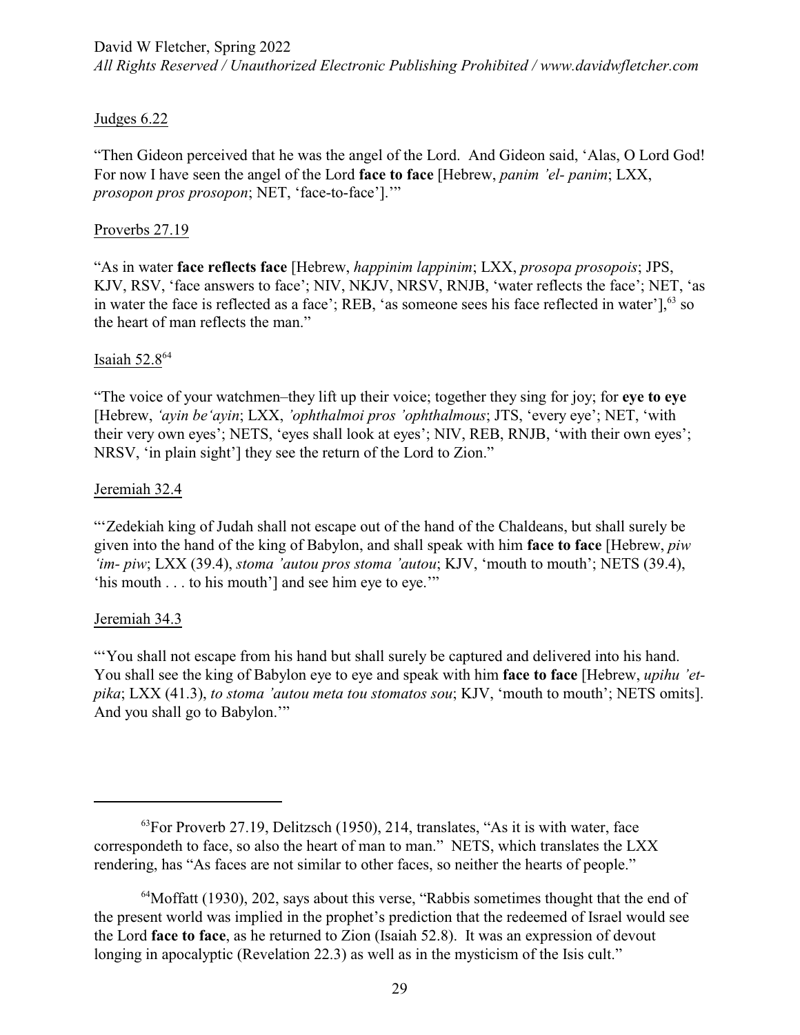Judges 6.22

"Then Gideon perceived that he was the angel of the Lord. And Gideon said, 'Alas, O Lord God! For now I have seen the angel of the Lord **face to face** [Hebrew, *panim 'el- panim*; LXX, *prosopon pros prosopon*; NET, 'face-to-face'].'"

Proverbs 27.19

"As in water **face reflects face** [Hebrew, *happinim lappinim*; LXX, *prosopa prosopois*; JPS, KJV, RSV, 'face answers to face'; NIV, NKJV, NRSV, RNJB, 'water reflects the face'; NET, 'as in water the face is reflected as a face'; REB, 'as someone sees his face reflected in water'],[63] so the heart of man reflects the man."

Isaiah 52.8[64]

"The voice of your watchmen–they lift up their voice; together they sing for joy; for **eye to eye** [Hebrew, *'ayin be'ayin*; LXX, *'ophthalmoi pros 'ophthalmous*; JTS, 'every eye'; NET, 'with their very own eyes'; NETS, 'eyes shall look at eyes'; NIV, REB, RNJB, 'with their own eyes'; NRSV, 'in plain sight'] they see the return of the Lord to Zion."

Jeremiah 32.4

"'Zedekiah king of Judah shall not escape out of the hand of the Chaldeans, but shall surely be given into the hand of the king of Babylon, and shall speak with him **face to face** [Hebrew, *piw 'im- piw*; LXX (39.4), *stoma 'autou pros stoma 'autou*; KJV, 'mouth to mouth'; NETS (39.4), 'his mouth . . . to his mouth'] and see him eye to eye.'"

Jeremiah 34.3

"'You shall not escape from his hand but shall surely be captured and delivered into his hand. You shall see the king of Babylon eye to eye and speak with him **face to face** [Hebrew, *upihu 'et-pika*; LXX (41.3), *to stoma 'autou meta tou stomatos sou*; KJV, 'mouth to mouth'; NETS omits]. And you shall go to Babylon.'"

---

[63] For Proverb 27.19, Delitzsch (1950), 214, translates, "As it is with water, face correspondeth to face, so also the heart of man to man." NETS, which translates the LXX rendering, has "As faces are not similar to other faces, so neither the hearts of people."

[64] Moffatt (1930), 202, says about this verse, "Rabbis sometimes thought that the end of the present world was implied in the prophet's prediction that the redeemed of Israel would see the Lord **face to face**, as he returned to Zion (Isaiah 52.8). It was an expression of devout longing in apocalyptic (Revelation 22.3) as well as in the mysticism of the Isis cult."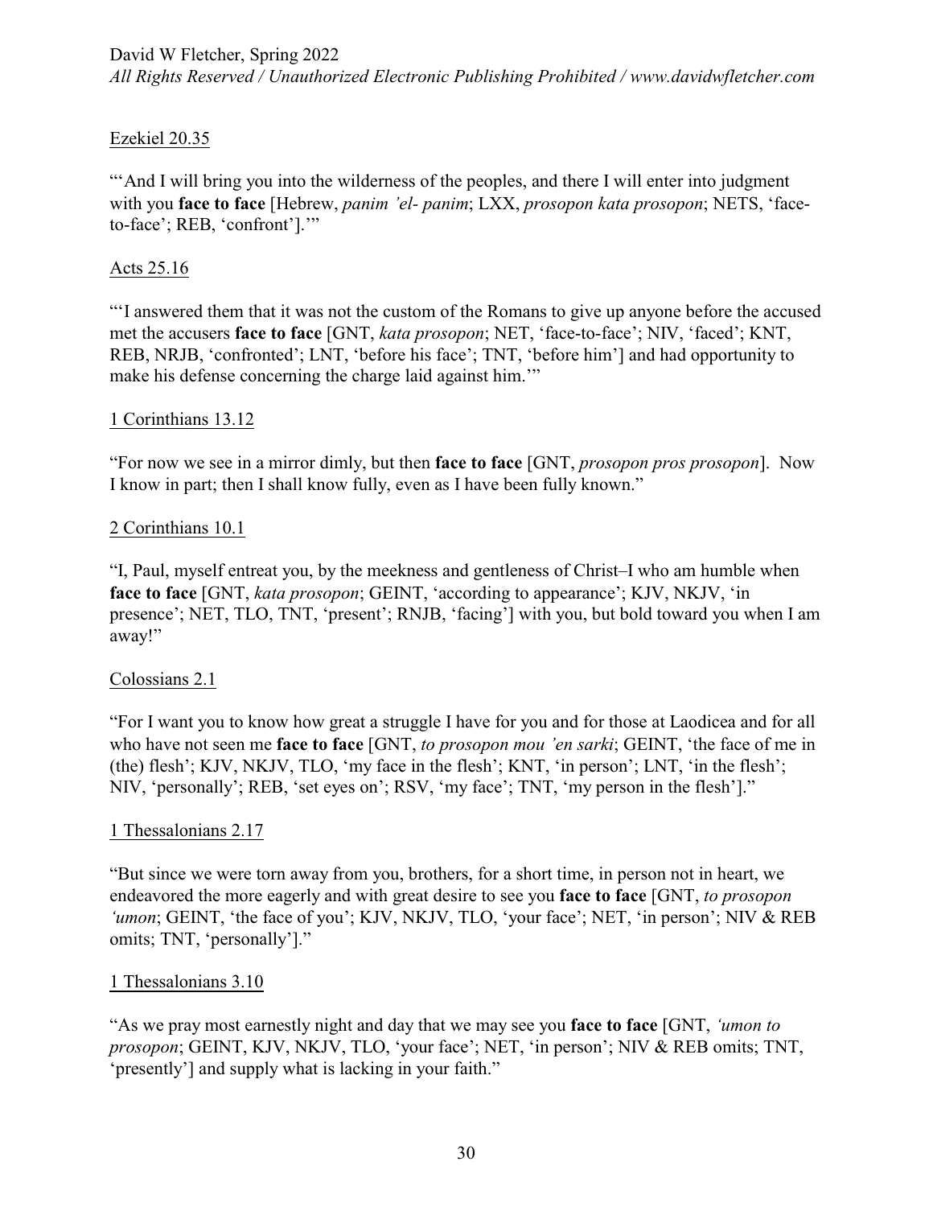Ezekiel 20.35

"'And I will bring you into the wilderness of the peoples, and there I will enter into judgment with you **face to face** [Hebrew, *panim 'el- panim*; LXX, *prosopon kata prosopon*; NETS, 'face-to-face'; REB, 'confront'].'"

Acts 25.16

"'I answered them that it was not the custom of the Romans to give up anyone before the accused met the accusers **face to face** [GNT, *kata prosopon*; NET, 'face-to-face'; NIV, 'faced'; KNT, REB, NRJB, 'confronted'; LNT, 'before his face'; TNT, 'before him'] and had opportunity to make his defense concerning the charge laid against him.'"

1 Corinthians 13.12

"For now we see in a mirror dimly, but then **face to face** [GNT, *prosopon pros prosopon*]. Now I know in part; then I shall know fully, even as I have been fully known."

2 Corinthians 10.1

"I, Paul, myself entreat you, by the meekness and gentleness of Christ–I who am humble when **face to face** [GNT, *kata prosopon*; GEINT, 'according to appearance'; KJV, NKJV, 'in presence'; NET, TLO, TNT, 'present'; RNJB, 'facing'] with you, but bold toward you when I am away!"

Colossians 2.1

"For I want you to know how great a struggle I have for you and for those at Laodicea and for all who have not seen me **face to face** [GNT, *to prosopon mou 'en sarki*; GEINT, 'the face of me in (the) flesh'; KJV, NKJV, TLO, 'my face in the flesh'; KNT, 'in person'; LNT, 'in the flesh'; NIV, 'personally'; REB, 'set eyes on'; RSV, 'my face'; TNT, 'my person in the flesh']."

1 Thessalonians 2.17

"But since we were torn away from you, brothers, for a short time, in person not in heart, we endeavored the more eagerly and with great desire to see you **face to face** [GNT, *to prosopon 'umon*; GEINT, 'the face of you'; KJV, NKJV, TLO, 'your face'; NET, 'in person'; NIV & REB omits; TNT, 'personally']."

1 Thessalonians 3.10

"As we pray most earnestly night and day that we may see you **face to face** [GNT, *'umon to prosopon*; GEINT, KJV, NKJV, TLO, 'your face'; NET, 'in person'; NIV & REB omits; TNT, 'presently'] and supply what is lacking in your faith."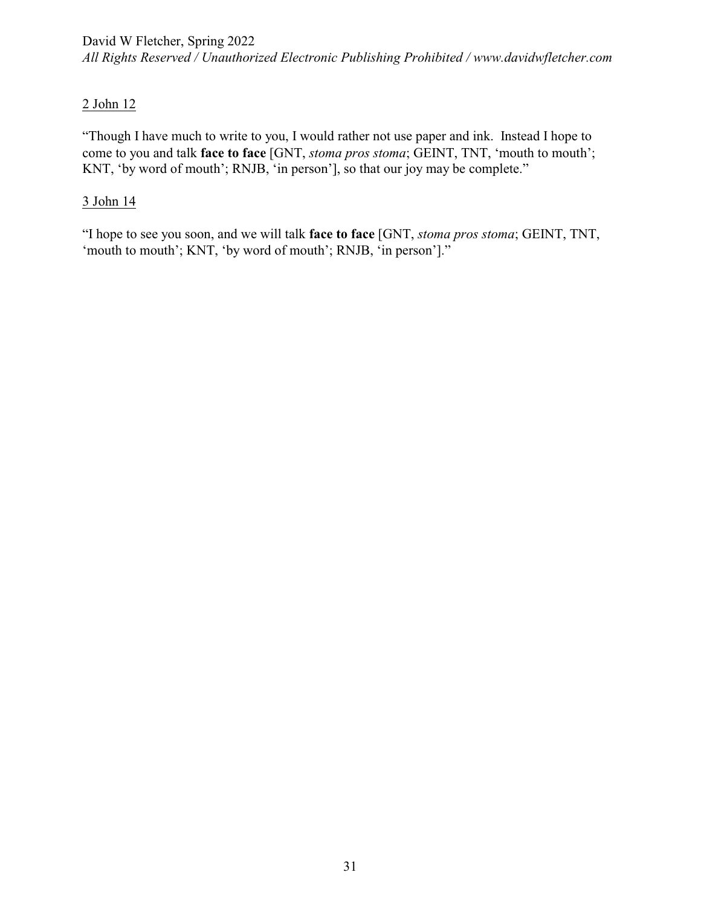<u>2 John 12</u>

"Though I have much to write to you, I would rather not use paper and ink. Instead I hope to come to you and talk **face to face** [GNT, *stoma pros stoma*; GEINT, TNT, 'mouth to mouth'; KNT, 'by word of mouth'; RNJB, 'in person'], so that our joy may be complete."

<u>3 John 14</u>

"I hope to see you soon, and we will talk **face to face** [GNT, *stoma pros stoma*; GEINT, TNT, 'mouth to mouth'; KNT, 'by word of mouth'; RNJB, 'in person']."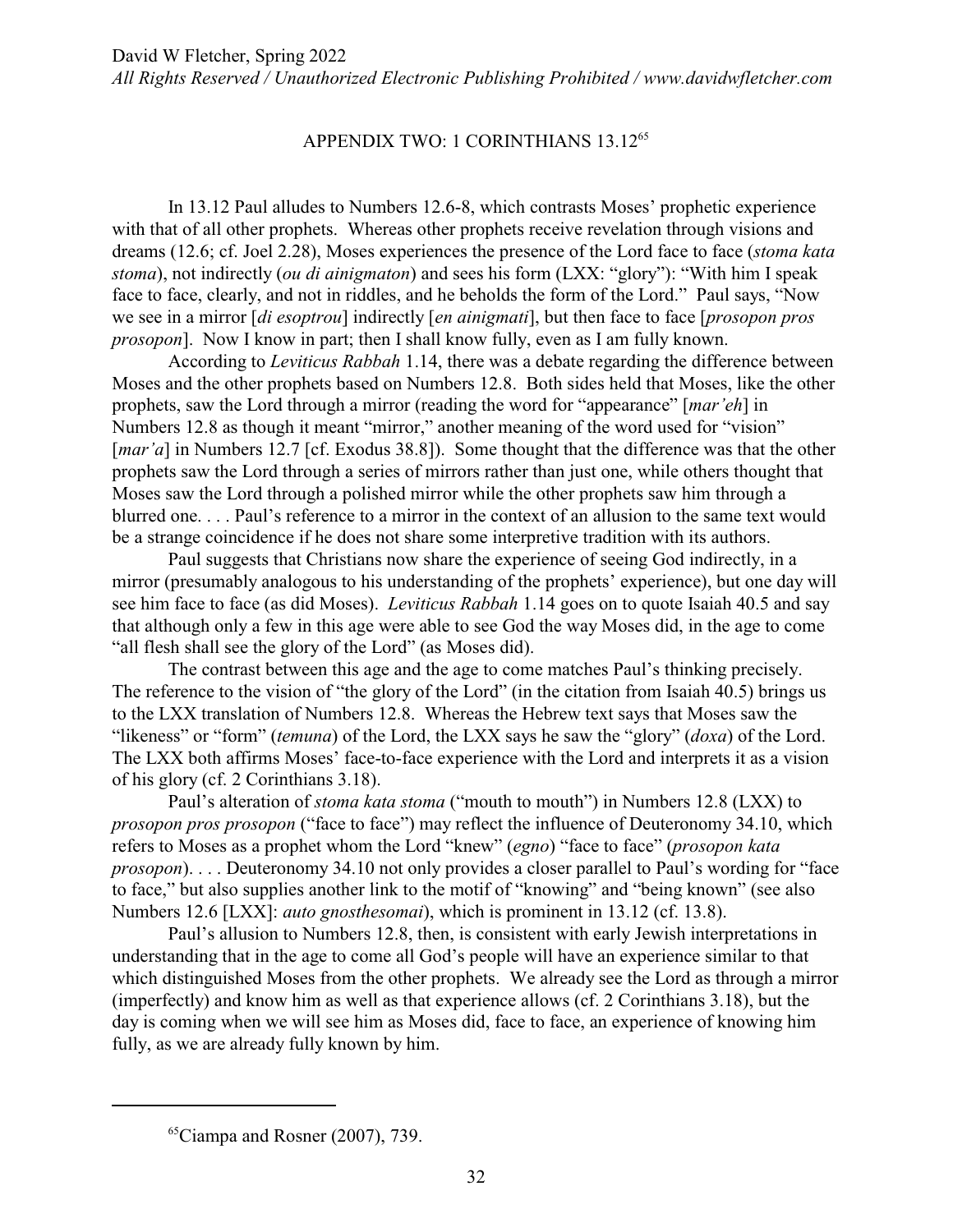## APPENDIX TWO: 1 CORINTHIANS 13.12[65]

In 13.12 Paul alludes to Numbers 12.6-8, which contrasts Moses' prophetic experience with that of all other prophets. Whereas other prophets receive revelation through visions and dreams (12.6; cf. Joel 2.28), Moses experiences the presence of the Lord face to face (*stoma kata stoma*), not indirectly (*ou di ainigmaton*) and sees his form (LXX: "glory"): "With him I speak face to face, clearly, and not in riddles, and he beholds the form of the Lord." Paul says, "Now we see in a mirror [*di esoptrou*] indirectly [*en ainigmati*], but then face to face [*prosopon pros prosopon*]. Now I know in part; then I shall know fully, even as I am fully known.

According to *Leviticus Rabbah* 1.14, there was a debate regarding the difference between Moses and the other prophets based on Numbers 12.8. Both sides held that Moses, like the other prophets, saw the Lord through a mirror (reading the word for "appearance" [*mar'eh*] in Numbers 12.8 as though it meant "mirror," another meaning of the word used for "vision" [*mar'a*] in Numbers 12.7 [cf. Exodus 38.8]). Some thought that the difference was that the other prophets saw the Lord through a series of mirrors rather than just one, while others thought that Moses saw the Lord through a polished mirror while the other prophets saw him through a blurred one. . . . Paul's reference to a mirror in the context of an allusion to the same text would be a strange coincidence if he does not share some interpretive tradition with its authors.

Paul suggests that Christians now share the experience of seeing God indirectly, in a mirror (presumably analogous to his understanding of the prophets' experience), but one day will see him face to face (as did Moses). *Leviticus Rabbah* 1.14 goes on to quote Isaiah 40.5 and say that although only a few in this age were able to see God the way Moses did, in the age to come "all flesh shall see the glory of the Lord" (as Moses did).

The contrast between this age and the age to come matches Paul's thinking precisely. The reference to the vision of "the glory of the Lord" (in the citation from Isaiah 40.5) brings us to the LXX translation of Numbers 12.8. Whereas the Hebrew text says that Moses saw the "likeness" or "form" (*temuna*) of the Lord, the LXX says he saw the "glory" (*doxa*) of the Lord. The LXX both affirms Moses' face-to-face experience with the Lord and interprets it as a vision of his glory (cf. 2 Corinthians 3.18).

Paul's alteration of *stoma kata stoma* ("mouth to mouth") in Numbers 12.8 (LXX) to *prosopon pros prosopon* ("face to face") may reflect the influence of Deuteronomy 34.10, which refers to Moses as a prophet whom the Lord "knew" (*egno*) "face to face" (*prosopon kata prosopon*). . . . Deuteronomy 34.10 not only provides a closer parallel to Paul's wording for "face to face," but also supplies another link to the motif of "knowing" and "being known" (see also Numbers 12.6 [LXX]: *auto gnosthesomai*), which is prominent in 13.12 (cf. 13.8).

Paul's allusion to Numbers 12.8, then, is consistent with early Jewish interpretations in understanding that in the age to come all God's people will have an experience similar to that which distinguished Moses from the other prophets. We already see the Lord as through a mirror (imperfectly) and know him as well as that experience allows (cf. 2 Corinthians 3.18), but the day is coming when we will see him as Moses did, face to face, an experience of knowing him fully, as we are already fully known by him.

---

[65] Ciampa and Rosner (2007), 739.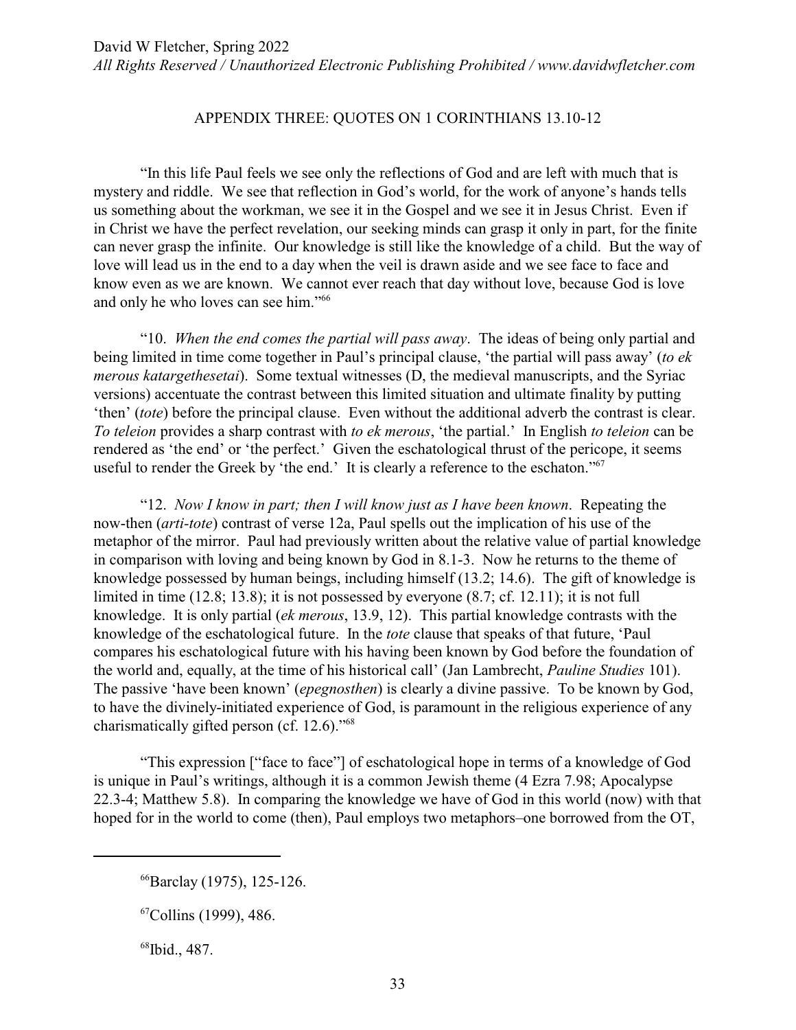## APPENDIX THREE: QUOTES ON 1 CORINTHIANS 13.10-12

"In this life Paul feels we see only the reflections of God and are left with much that is mystery and riddle. We see that reflection in God's world, for the work of anyone's hands tells us something about the workman, we see it in the Gospel and we see it in Jesus Christ. Even if in Christ we have the perfect revelation, our seeking minds can grasp it only in part, for the finite can never grasp the infinite. Our knowledge is still like the knowledge of a child. But the way of love will lead us in the end to a day when the veil is drawn aside and we see face to face and know even as we are known. We cannot ever reach that day without love, because God is love and only he who loves can see him."[66]

"10. *When the end comes the partial will pass away*. The ideas of being only partial and being limited in time come together in Paul's principal clause, 'the partial will pass away' (*to ek merous katargethesetai*). Some textual witnesses (D, the medieval manuscripts, and the Syriac versions) accentuate the contrast between this limited situation and ultimate finality by putting 'then' (*tote*) before the principal clause. Even without the additional adverb the contrast is clear. *To teleion* provides a sharp contrast with *to ek merous*, 'the partial.' In English *to teleion* can be rendered as 'the end' or 'the perfect.' Given the eschatological thrust of the pericope, it seems useful to render the Greek by 'the end.' It is clearly a reference to the eschaton."[67]

"12. *Now I know in part; then I will know just as I have been known*. Repeating the now-then (*arti-tote*) contrast of verse 12a, Paul spells out the implication of his use of the metaphor of the mirror. Paul had previously written about the relative value of partial knowledge in comparison with loving and being known by God in 8.1-3. Now he returns to the theme of knowledge possessed by human beings, including himself (13.2; 14.6). The gift of knowledge is limited in time (12.8; 13.8); it is not possessed by everyone (8.7; cf. 12.11); it is not full knowledge. It is only partial (*ek merous*, 13.9, 12). This partial knowledge contrasts with the knowledge of the eschatological future. In the *tote* clause that speaks of that future, 'Paul compares his eschatological future with his having been known by God before the foundation of the world and, equally, at the time of his historical call' (Jan Lambrecht, *Pauline Studies* 101). The passive 'have been known' (*epegnosthen*) is clearly a divine passive. To be known by God, to have the divinely-initiated experience of God, is paramount in the religious experience of any charismatically gifted person (cf. 12.6)."[68]

"This expression ["face to face"] of eschatological hope in terms of a knowledge of God is unique in Paul's writings, although it is a common Jewish theme (4 Ezra 7.98; Apocalypse 22.3-4; Matthew 5.8). In comparing the knowledge we have of God in this world (now) with that hoped for in the world to come (then), Paul employs two metaphors–one borrowed from the OT,

---

[66] Barclay (1975), 125-126.

[67] Collins (1999), 486.

[68] Ibid., 487.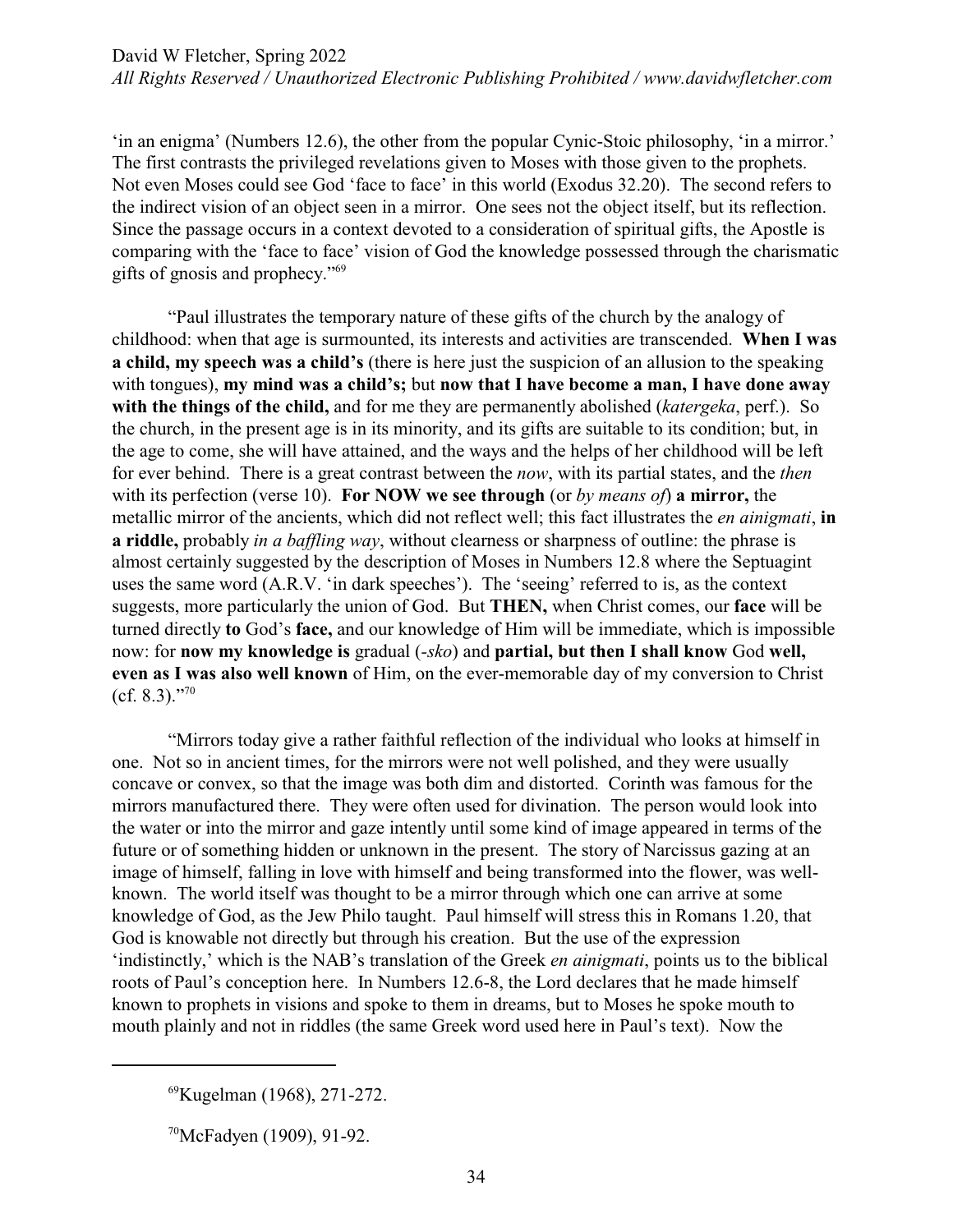'in an enigma' (Numbers 12.6), the other from the popular Cynic-Stoic philosophy, 'in a mirror.' The first contrasts the privileged revelations given to Moses with those given to the prophets. Not even Moses could see God 'face to face' in this world (Exodus 32.20). The second refers to the indirect vision of an object seen in a mirror. One sees not the object itself, but its reflection. Since the passage occurs in a context devoted to a consideration of spiritual gifts, the Apostle is comparing with the 'face to face' vision of God the knowledge possessed through the charismatic gifts of gnosis and prophecy."[69]

"Paul illustrates the temporary nature of these gifts of the church by the analogy of childhood: when that age is surmounted, its interests and activities are transcended. **When I was a child, my speech was a child's** (there is here just the suspicion of an allusion to the speaking with tongues), **my mind was a child's;** but **now that I have become a man, I have done away with the things of the child,** and for me they are permanently abolished (*katergeka*, perf.). So the church, in the present age is in its minority, and its gifts are suitable to its condition; but, in the age to come, she will have attained, and the ways and the helps of her childhood will be left for ever behind. There is a great contrast between the *now*, with its partial states, and the *then* with its perfection (verse 10). **For NOW we see through** (or *by means of*) **a mirror,** the metallic mirror of the ancients, which did not reflect well; this fact illustrates the *en ainigmati*, **in a riddle,** probably *in a baffling way*, without clearness or sharpness of outline: the phrase is almost certainly suggested by the description of Moses in Numbers 12.8 where the Septuagint uses the same word (A.R.V. 'in dark speeches'). The 'seeing' referred to is, as the context suggests, more particularly the union of God. But **THEN,** when Christ comes, our **face** will be turned directly **to** God's **face,** and our knowledge of Him will be immediate, which is impossible now: for **now my knowledge is** gradual (*-sko*) and **partial, but then I shall know** God **well, even as I was also well known** of Him, on the ever-memorable day of my conversion to Christ (cf. 8.3)."[70]

"Mirrors today give a rather faithful reflection of the individual who looks at himself in one. Not so in ancient times, for the mirrors were not well polished, and they were usually concave or convex, so that the image was both dim and distorted. Corinth was famous for the mirrors manufactured there. They were often used for divination. The person would look into the water or into the mirror and gaze intently until some kind of image appeared in terms of the future or of something hidden or unknown in the present. The story of Narcissus gazing at an image of himself, falling in love with himself and being transformed into the flower, was well-known. The world itself was thought to be a mirror through which one can arrive at some knowledge of God, as the Jew Philo taught. Paul himself will stress this in Romans 1.20, that God is knowable not directly but through his creation. But the use of the expression 'indistinctly,' which is the NAB's translation of the Greek *en ainigmati*, points us to the biblical roots of Paul's conception here. In Numbers 12.6-8, the Lord declares that he made himself known to prophets in visions and spoke to them in dreams, but to Moses he spoke mouth to mouth plainly and not in riddles (the same Greek word used here in Paul's text). Now the

---

[69] Kugelman (1968), 271-272.

[70] McFadyen (1909), 91-92.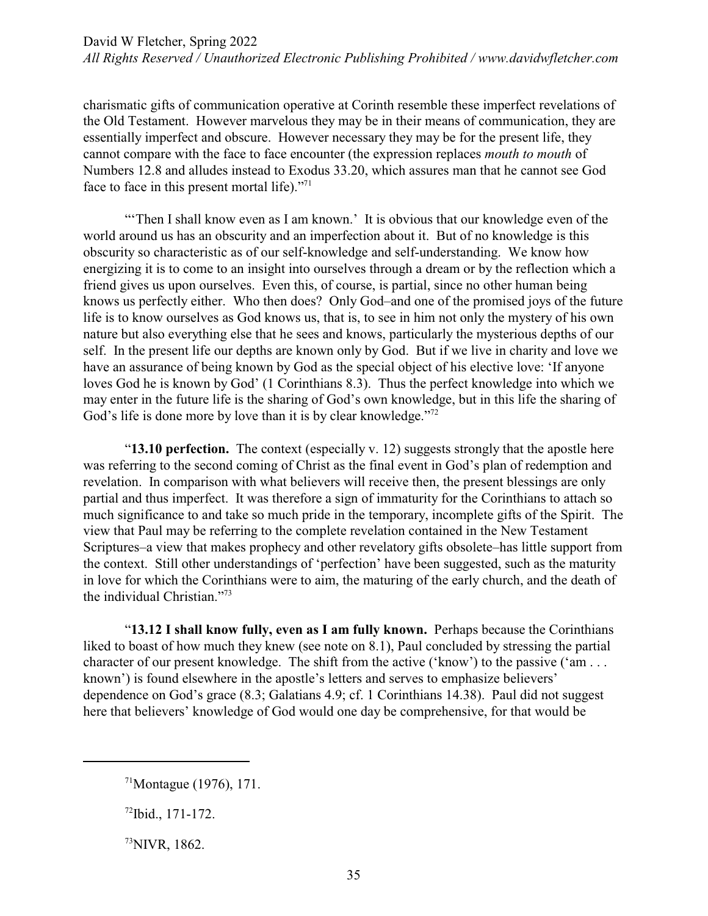charismatic gifts of communication operative at Corinth resemble these imperfect revelations of the Old Testament. However marvelous they may be in their means of communication, they are essentially imperfect and obscure. However necessary they may be for the present life, they cannot compare with the face to face encounter (the expression replaces *mouth to mouth* of Numbers 12.8 and alludes instead to Exodus 33.20, which assures man that he cannot see God face to face in this present mortal life)."[71]

"'Then I shall know even as I am known.' It is obvious that our knowledge even of the world around us has an obscurity and an imperfection about it. But of no knowledge is this obscurity so characteristic as of our self-knowledge and self-understanding. We know how energizing it is to come to an insight into ourselves through a dream or by the reflection which a friend gives us upon ourselves. Even this, of course, is partial, since no other human being knows us perfectly either. Who then does? Only God–and one of the promised joys of the future life is to know ourselves as God knows us, that is, to see in him not only the mystery of his own nature but also everything else that he sees and knows, particularly the mysterious depths of our self. In the present life our depths are known only by God. But if we live in charity and love we have an assurance of being known by God as the special object of his elective love: 'If anyone loves God he is known by God' (1 Corinthians 8.3). Thus the perfect knowledge into which we may enter in the future life is the sharing of God's own knowledge, but in this life the sharing of God's life is done more by love than it is by clear knowledge."[72]

"**13.10 perfection.** The context (especially v. 12) suggests strongly that the apostle here was referring to the second coming of Christ as the final event in God's plan of redemption and revelation. In comparison with what believers will receive then, the present blessings are only partial and thus imperfect. It was therefore a sign of immaturity for the Corinthians to attach so much significance to and take so much pride in the temporary, incomplete gifts of the Spirit. The view that Paul may be referring to the complete revelation contained in the New Testament Scriptures–a view that makes prophecy and other revelatory gifts obsolete–has little support from the context. Still other understandings of 'perfection' have been suggested, such as the maturity in love for which the Corinthians were to aim, the maturing of the early church, and the death of the individual Christian."[73]

"**13.12 I shall know fully, even as I am fully known.** Perhaps because the Corinthians liked to boast of how much they knew (see note on 8.1), Paul concluded by stressing the partial character of our present knowledge. The shift from the active ('know') to the passive ('am . . . known') is found elsewhere in the apostle's letters and serves to emphasize believers' dependence on God's grace (8.3; Galatians 4.9; cf. 1 Corinthians 14.38). Paul did not suggest here that believers' knowledge of God would one day be comprehensive, for that would be

---

[71]Montague (1976), 171.

[72]Ibid., 171-172.

[73]NIVR, 1862.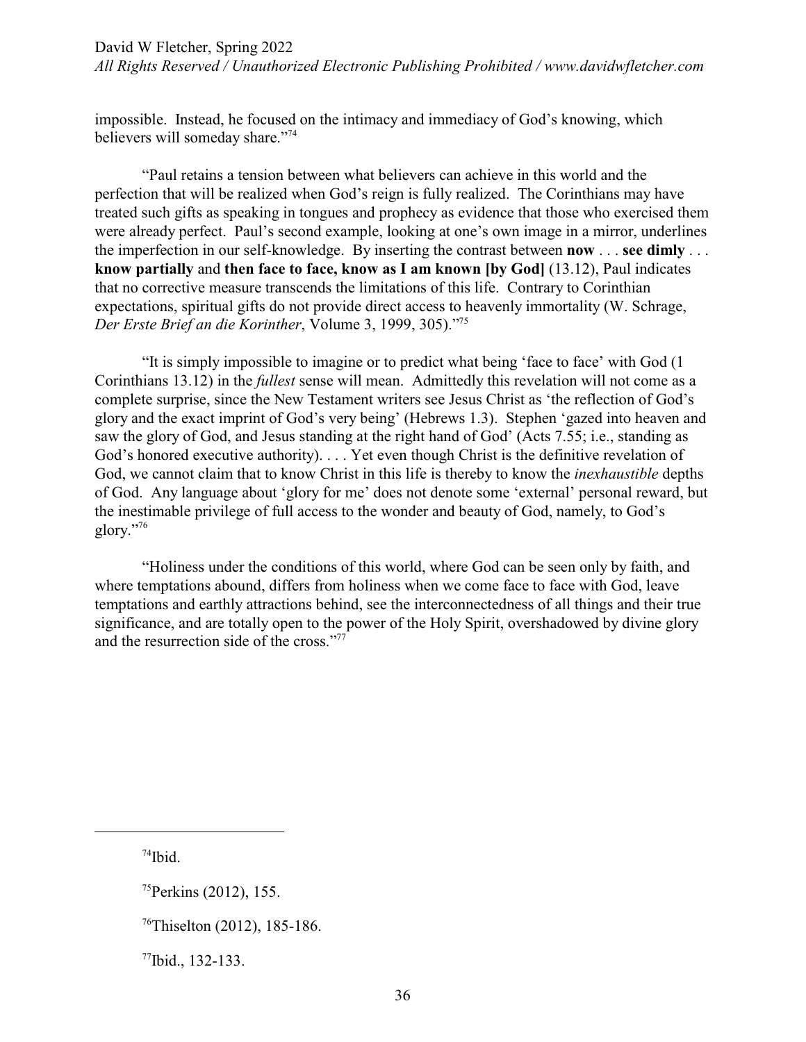impossible. Instead, he focused on the intimacy and immediacy of God's knowing, which believers will someday share."[74]

"Paul retains a tension between what believers can achieve in this world and the perfection that will be realized when God's reign is fully realized. The Corinthians may have treated such gifts as speaking in tongues and prophecy as evidence that those who exercised them were already perfect. Paul's second example, looking at one's own image in a mirror, underlines the imperfection in our self-knowledge. By inserting the contrast between **now** . . . **see dimly** . . . **know partially** and **then face to face, know as I am known [by God]** (13.12), Paul indicates that no corrective measure transcends the limitations of this life. Contrary to Corinthian expectations, spiritual gifts do not provide direct access to heavenly immortality (W. Schrage, *Der Erste Brief an die Korinther*, Volume 3, 1999, 305)."[75]

"It is simply impossible to imagine or to predict what being 'face to face' with God (1 Corinthians 13.12) in the *fullest* sense will mean. Admittedly this revelation will not come as a complete surprise, since the New Testament writers see Jesus Christ as 'the reflection of God's glory and the exact imprint of God's very being' (Hebrews 1.3). Stephen 'gazed into heaven and saw the glory of God, and Jesus standing at the right hand of God' (Acts 7.55; i.e., standing as God's honored executive authority). . . . Yet even though Christ is the definitive revelation of God, we cannot claim that to know Christ in this life is thereby to know the *inexhaustible* depths of God. Any language about 'glory for me' does not denote some 'external' personal reward, but the inestimable privilege of full access to the wonder and beauty of God, namely, to God's glory."[76]

"Holiness under the conditions of this world, where God can be seen only by faith, and where temptations abound, differs from holiness when we come face to face with God, leave temptations and earthly attractions behind, see the interconnectedness of all things and their true significance, and are totally open to the power of the Holy Spirit, overshadowed by divine glory and the resurrection side of the cross."[77]

---

[74]Ibid.

[75]Perkins (2012), 155.

[76]Thiselton (2012), 185-186.

[77]Ibid., 132-133.